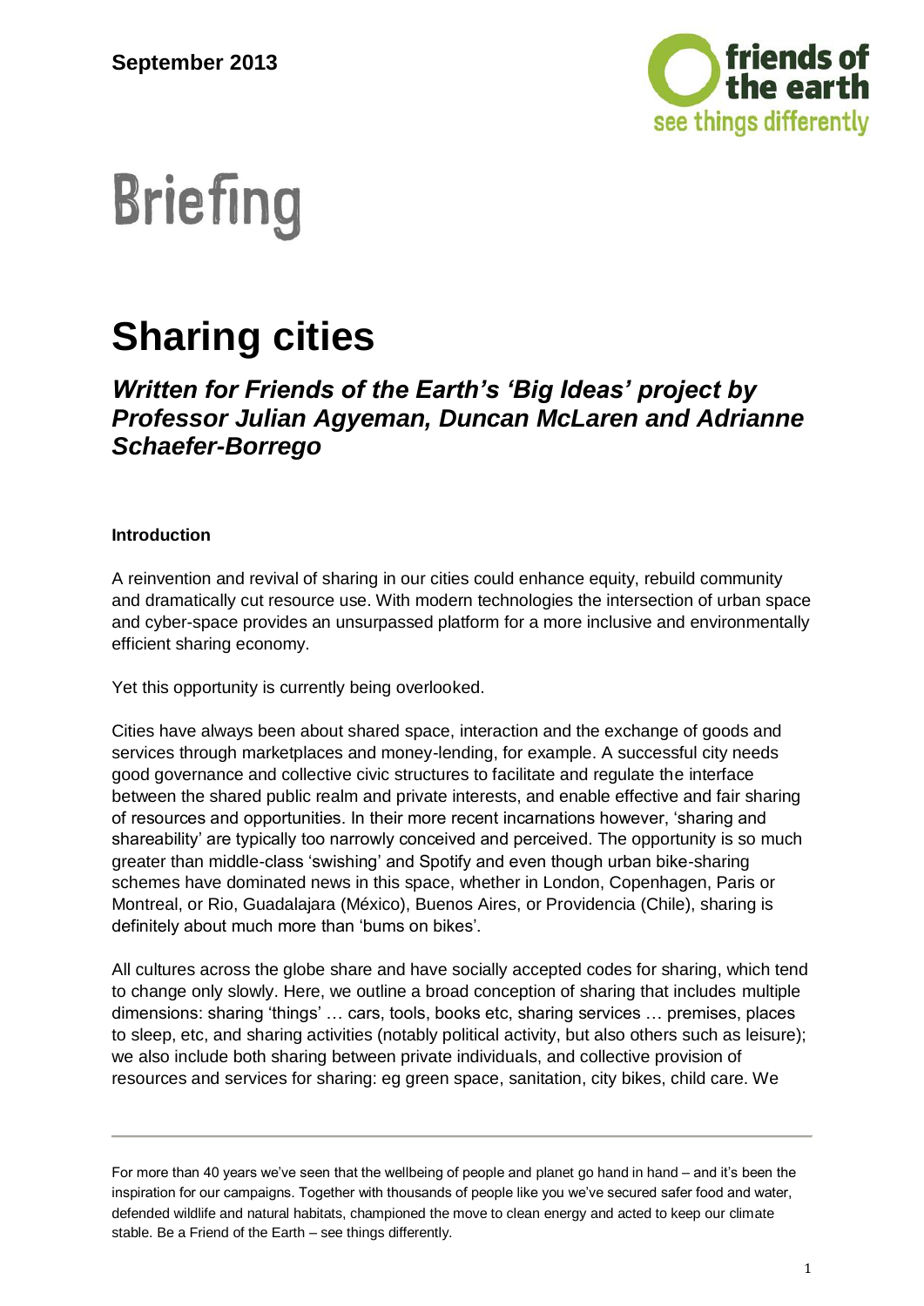September 2013

# Briefing

# Sharing cities

## *Written for Friends of the Earth's 'Big Ideas' project by Professor Julian Agyeman, Duncan McLaren and Adrianne Schaefer-Borrego*

**Introduction**

A reinvention and revival of sharing in our cities could enhance equity, rebuild community and dramatically cut resource use. With modern technologies the intersection of urban space and cyber-space provides an unsurpassed platform for a more inclusive and environmentally efficient sharing economy.

Yet this opportunity is currently being overlooked.

Cities have always been about shared space, interaction and the exchange of goods and services through marketplaces and money-lending, for example. A successful city needs good governance and collective civic structures to facilitate and regulate the interface between the shared public realm and private interests, and enable effective and fair sharing of resources and opportunities. In their more recent incarnations however, 'sharing and shareability' are typically too narrowly conceived and perceived. The opportunity is so much greater than middle-class 'swishing' and Spotify and even though urban bike-sharing schemes have dominated news in this space, whether in London, Copenhagen, Paris or Montreal, or Rio, Guadalajara (México), Buenos Aires, or Providencia (Chile), sharing is definitely about much more than 'bums on bikes'.

All cultures across the globe share and have socially accepted codes for sharing, which tend to change only slowly. Here, we outline a broad conception of sharing that includes multiple dimensions: sharing 'things' … cars, tools, books etc, sharing services … premises, places to sleep, etc, and sharing activities (notably political activity, but also others such as leisure); we also include both sharing between private individuals, and collective provision of resources and services for sharing: eg green space, sanitation, city bikes, child care. We

---

For more than 40 years we've seen that the wellbeing of people and planet go hand in hand – and it's been the inspiration for our campaigns. Together with thousands of people like you we've secured safer food and water, defended wildlife and natural habitats, championed the move to clean energy and acted to keep our climate stable. Be a Friend of the Earth – see things differently.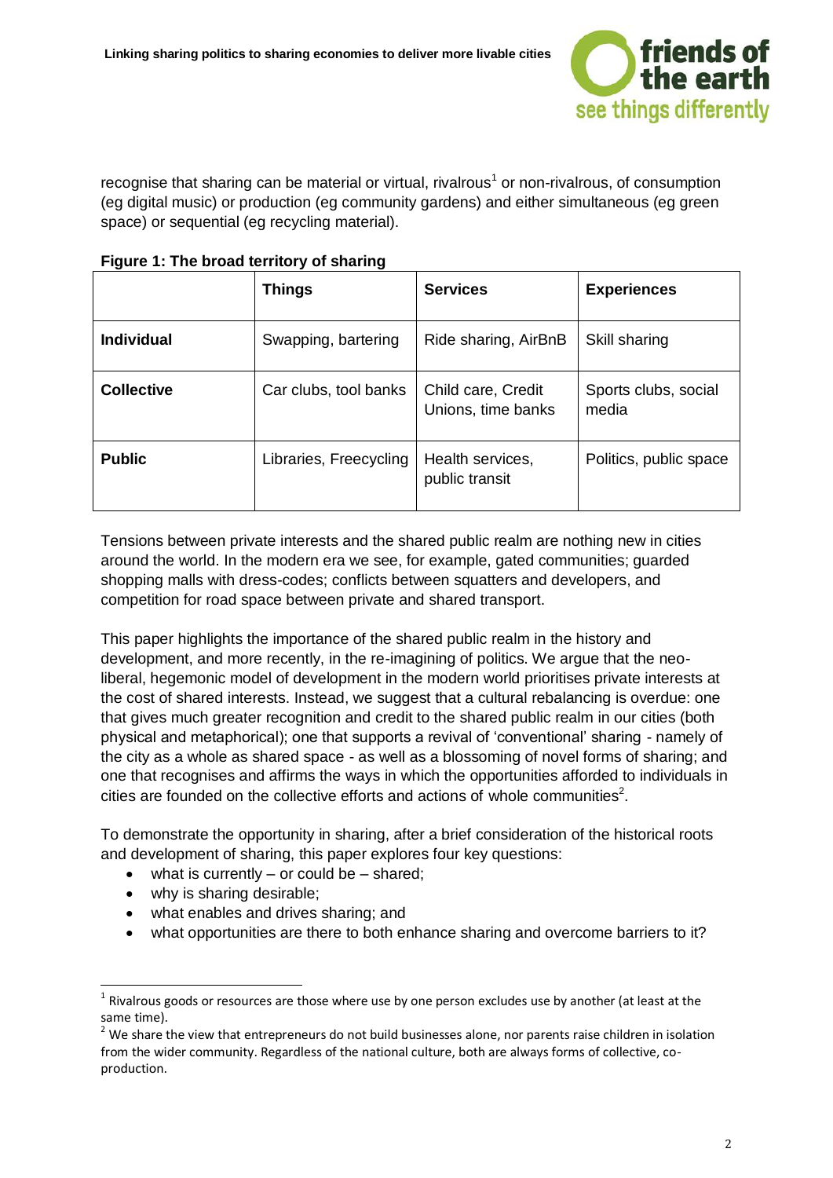recognise that sharing can be material or virtual, rivalrous[1] or non-rivalrous, of consumption (eg digital music) or production (eg community gardens) and either simultaneous (eg green space) or sequential (eg recycling material).

**Figure 1: The broad territory of sharing**

| | **Things** | **Services** | **Experiences** |
|---|---|---|---|
| **Individual** | Swapping, bartering | Ride sharing, AirBnB | Skill sharing |
| **Collective** | Car clubs, tool banks | Child care, Credit Unions, time banks | Sports clubs, social media |
| **Public** | Libraries, Freecycling | Health services, public transit | Politics, public space |

Tensions between private interests and the shared public realm are nothing new in cities around the world. In the modern era we see, for example, gated communities; guarded shopping malls with dress-codes; conflicts between squatters and developers, and competition for road space between private and shared transport.

This paper highlights the importance of the shared public realm in the history and development, and more recently, in the re-imagining of politics. We argue that the neo-liberal, hegemonic model of development in the modern world prioritises private interests at the cost of shared interests. Instead, we suggest that a cultural rebalancing is overdue: one that gives much greater recognition and credit to the shared public realm in our cities (both physical and metaphorical); one that supports a revival of 'conventional' sharing - namely of the city as a whole as shared space - as well as a blossoming of novel forms of sharing; and one that recognises and affirms the ways in which the opportunities afforded to individuals in cities are founded on the collective efforts and actions of whole communities[2].

To demonstrate the opportunity in sharing, after a brief consideration of the historical roots and development of sharing, this paper explores four key questions:

- what is currently – or could be – shared;
- why is sharing desirable;
- what enables and drives sharing; and
- what opportunities are there to both enhance sharing and overcome barriers to it?

---

[1] Rivalrous goods or resources are those where use by one person excludes use by another (at least at the same time).

[2] We share the view that entrepreneurs do not build businesses alone, nor parents raise children in isolation from the wider community. Regardless of the national culture, both are always forms of collective, co-production.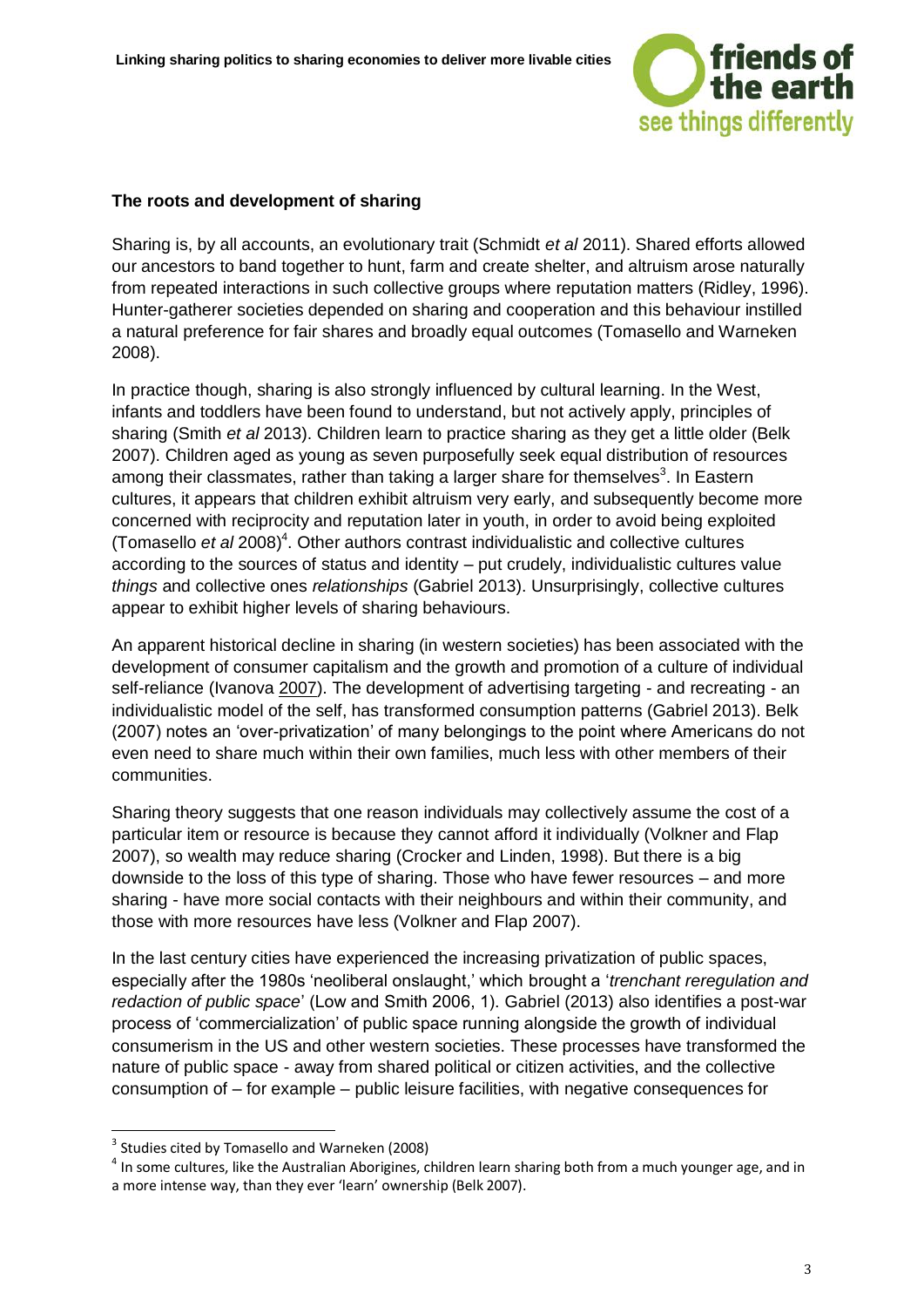**The roots and development of sharing**

Sharing is, by all accounts, an evolutionary trait (Schmidt *et al* 2011). Shared efforts allowed our ancestors to band together to hunt, farm and create shelter, and altruism arose naturally from repeated interactions in such collective groups where reputation matters (Ridley, 1996). Hunter-gatherer societies depended on sharing and cooperation and this behaviour instilled a natural preference for fair shares and broadly equal outcomes (Tomasello and Warneken 2008).

In practice though, sharing is also strongly influenced by cultural learning. In the West, infants and toddlers have been found to understand, but not actively apply, principles of sharing (Smith *et al* 2013). Children learn to practice sharing as they get a little older (Belk 2007). Children aged as young as seven purposefully seek equal distribution of resources among their classmates, rather than taking a larger share for themselves[3]. In Eastern cultures, it appears that children exhibit altruism very early, and subsequently become more concerned with reciprocity and reputation later in youth, in order to avoid being exploited (Tomasello *et al* 2008)[4]. Other authors contrast individualistic and collective cultures according to the sources of status and identity – put crudely, individualistic cultures value *things* and collective ones *relationships* (Gabriel 2013). Unsurprisingly, collective cultures appear to exhibit higher levels of sharing behaviours.

An apparent historical decline in sharing (in western societies) has been associated with the development of consumer capitalism and the growth and promotion of a culture of individual self-reliance (Ivanova 2007). The development of advertising targeting - and recreating - an individualistic model of the self, has transformed consumption patterns (Gabriel 2013). Belk (2007) notes an 'over-privatization' of many belongings to the point where Americans do not even need to share much within their own families, much less with other members of their communities.

Sharing theory suggests that one reason individuals may collectively assume the cost of a particular item or resource is because they cannot afford it individually (Volkner and Flap 2007), so wealth may reduce sharing (Crocker and Linden, 1998). But there is a big downside to the loss of this type of sharing. Those who have fewer resources – and more sharing - have more social contacts with their neighbours and within their community, and those with more resources have less (Volkner and Flap 2007).

In the last century cities have experienced the increasing privatization of public spaces, especially after the 1980s 'neoliberal onslaught,' which brought a '*trenchant reregulation and redaction of public space*' (Low and Smith 2006, 1). Gabriel (2013) also identifies a post-war process of 'commercialization' of public space running alongside the growth of individual consumerism in the US and other western societies. These processes have transformed the nature of public space - away from shared political or citizen activities, and the collective consumption of – for example – public leisure facilities, with negative consequences for

---

[3] Studies cited by Tomasello and Warneken (2008)

[4] In some cultures, like the Australian Aborigines, children learn sharing both from a much younger age, and in a more intense way, than they ever 'learn' ownership (Belk 2007).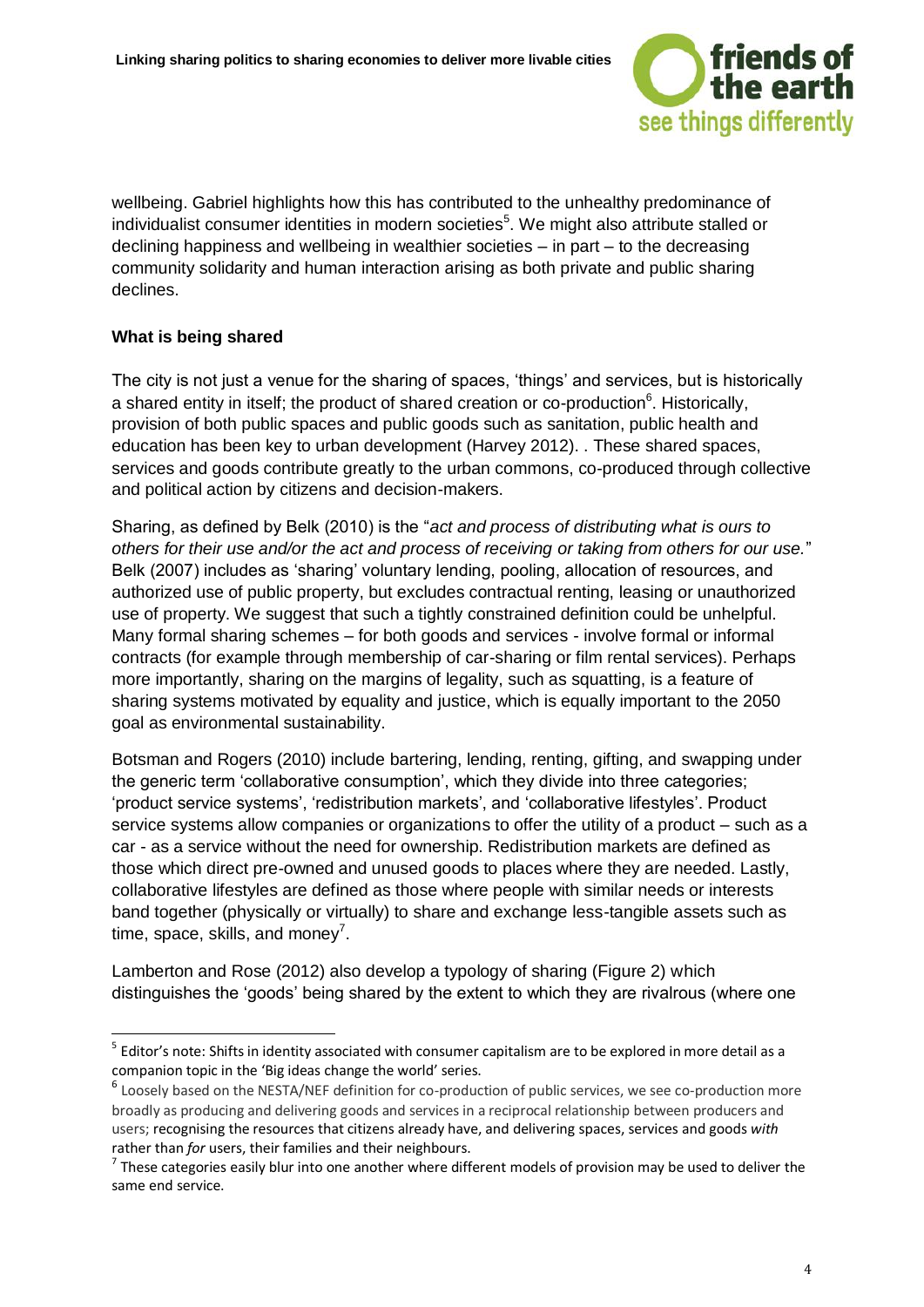wellbeing. Gabriel highlights how this has contributed to the unhealthy predominance of individualist consumer identities in modern societies[5]. We might also attribute stalled or declining happiness and wellbeing in wealthier societies – in part – to the decreasing community solidarity and human interaction arising as both private and public sharing declines.

**What is being shared**

The city is not just a venue for the sharing of spaces, 'things' and services, but is historically a shared entity in itself; the product of shared creation or co-production[6]. Historically, provision of both public spaces and public goods such as sanitation, public health and education has been key to urban development (Harvey 2012). . These shared spaces, services and goods contribute greatly to the urban commons, co-produced through collective and political action by citizens and decision-makers.

Sharing, as defined by Belk (2010) is the "*act and process of distributing what is ours to others for their use and/or the act and process of receiving or taking from others for our use.*" Belk (2007) includes as 'sharing' voluntary lending, pooling, allocation of resources, and authorized use of public property, but excludes contractual renting, leasing or unauthorized use of property. We suggest that such a tightly constrained definition could be unhelpful. Many formal sharing schemes – for both goods and services - involve formal or informal contracts (for example through membership of car-sharing or film rental services). Perhaps more importantly, sharing on the margins of legality, such as squatting, is a feature of sharing systems motivated by equality and justice, which is equally important to the 2050 goal as environmental sustainability.

Botsman and Rogers (2010) include bartering, lending, renting, gifting, and swapping under the generic term 'collaborative consumption', which they divide into three categories; 'product service systems', 'redistribution markets', and 'collaborative lifestyles'. Product service systems allow companies or organizations to offer the utility of a product – such as a car - as a service without the need for ownership. Redistribution markets are defined as those which direct pre-owned and unused goods to places where they are needed. Lastly, collaborative lifestyles are defined as those where people with similar needs or interests band together (physically or virtually) to share and exchange less-tangible assets such as time, space, skills, and money[7].

Lamberton and Rose (2012) also develop a typology of sharing (Figure 2) which distinguishes the 'goods' being shared by the extent to which they are rivalrous (where one

---

[5] Editor's note: Shifts in identity associated with consumer capitalism are to be explored in more detail as a companion topic in the 'Big ideas change the world' series.

[6] Loosely based on the NESTA/NEF definition for co-production of public services, we see co-production more broadly as producing and delivering goods and services in a reciprocal relationship between producers and users; recognising the resources that citizens already have, and delivering spaces, services and goods *with* rather than *for* users, their families and their neighbours.

[7] These categories easily blur into one another where different models of provision may be used to deliver the same end service.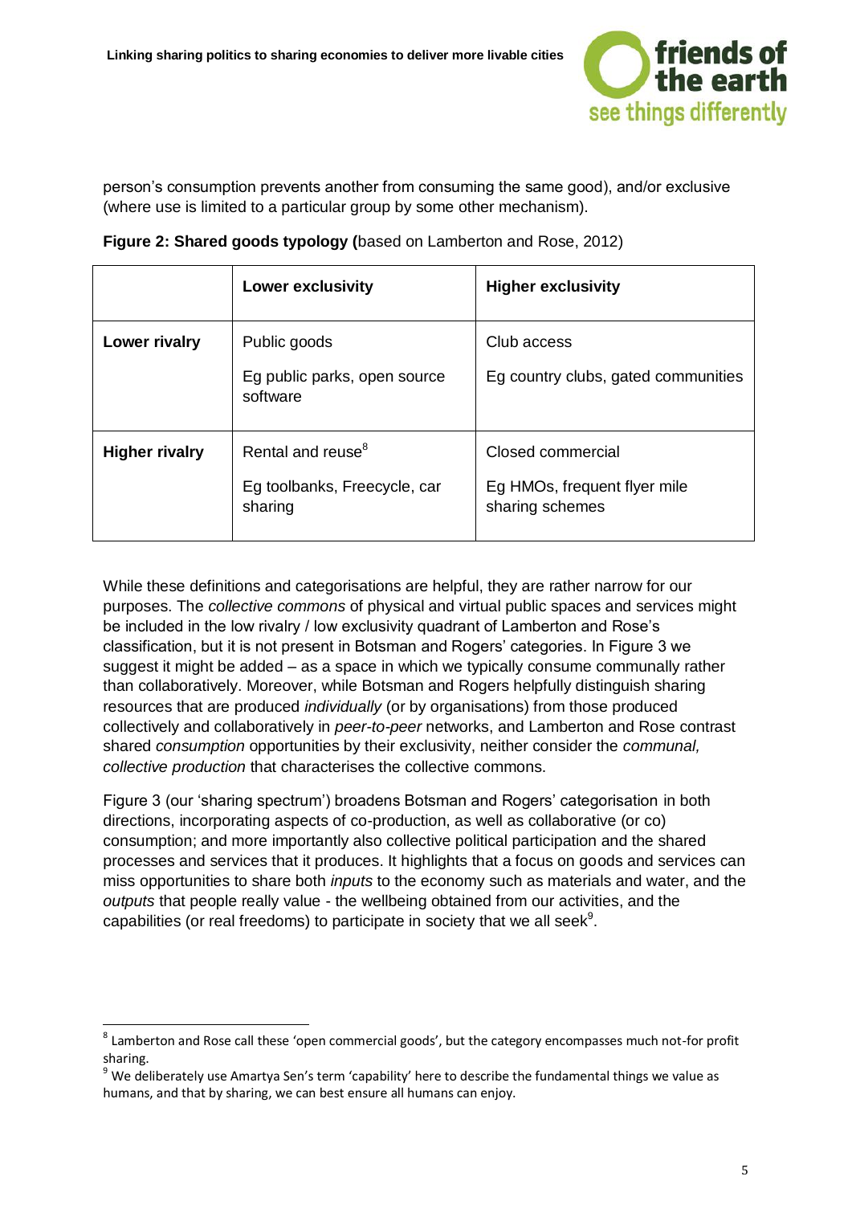person's consumption prevents another from consuming the same good), and/or exclusive (where use is limited to a particular group by some other mechanism).

**Figure 2: Shared goods typology (**based on Lamberton and Rose, 2012)

| | **Lower exclusivity** | **Higher exclusivity** |
|---|---|---|
| **Lower rivalry** | Public goods<br><br>Eg public parks, open source software | Club access<br><br>Eg country clubs, gated communities |
| **Higher rivalry** | Rental and reuse[8]<br><br>Eg toolbanks, Freecycle, car sharing | Closed commercial<br><br>Eg HMOs, frequent flyer mile sharing schemes |

While these definitions and categorisations are helpful, they are rather narrow for our purposes. The *collective commons* of physical and virtual public spaces and services might be included in the low rivalry / low exclusivity quadrant of Lamberton and Rose's classification, but it is not present in Botsman and Rogers' categories. In Figure 3 we suggest it might be added – as a space in which we typically consume communally rather than collaboratively. Moreover, while Botsman and Rogers helpfully distinguish sharing resources that are produced *individually* (or by organisations) from those produced collectively and collaboratively in *peer-to-peer* networks, and Lamberton and Rose contrast shared *consumption* opportunities by their exclusivity, neither consider the *communal, collective production* that characterises the collective commons.

Figure 3 (our 'sharing spectrum') broadens Botsman and Rogers' categorisation in both directions, incorporating aspects of co-production, as well as collaborative (or co) consumption; and more importantly also collective political participation and the shared processes and services that it produces. It highlights that a focus on goods and services can miss opportunities to share both *inputs* to the economy such as materials and water, and the *outputs* that people really value - the wellbeing obtained from our activities, and the capabilities (or real freedoms) to participate in society that we all seek[9].

[8] Lamberton and Rose call these 'open commercial goods', but the category encompasses much not-for profit sharing.

[9] We deliberately use Amartya Sen's term 'capability' here to describe the fundamental things we value as humans, and that by sharing, we can best ensure all humans can enjoy.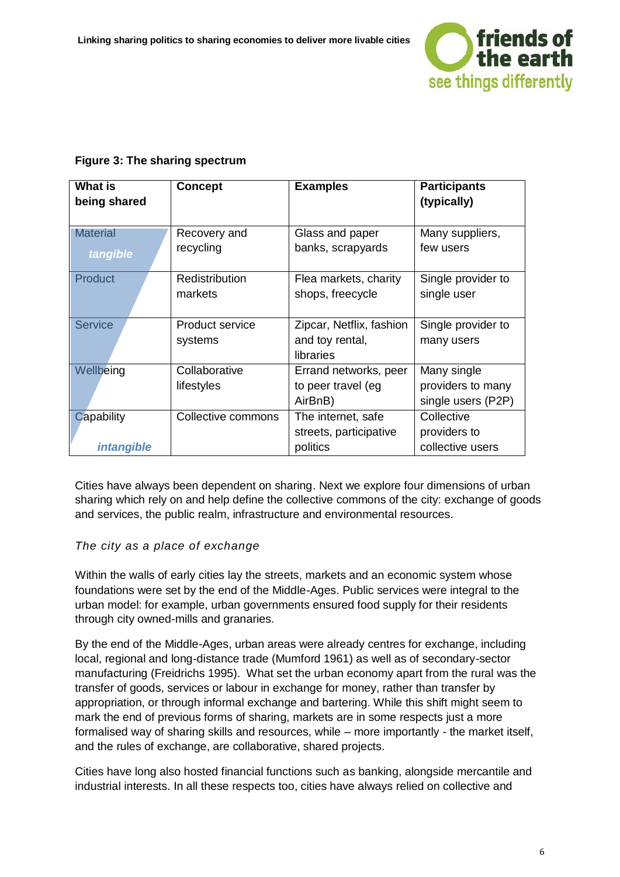**Figure 3: The sharing spectrum**

| What is being shared | Concept | Examples | Participants (typically) |
|---|---|---|---|
| Material *tangible* | Recovery and recycling | Glass and paper banks, scrapyards | Many suppliers, few users |
| Product | Redistribution markets | Flea markets, charity shops, freecycle | Single provider to single user |
| Service | Product service systems | Zipcar, Netflix, fashion and toy rental, libraries | Single provider to many users |
| Wellbeing | Collaborative lifestyles | Errand networks, peer to peer travel (eg AirBnB) | Many single providers to many single users (P2P) |
| Capability *intangible* | Collective commons | The internet, safe streets, participative politics | Collective providers to collective users |

Cities have always been dependent on sharing. Next we explore four dimensions of urban sharing which rely on and help define the collective commons of the city: exchange of goods and services, the public realm, infrastructure and environmental resources.

*The city as a place of exchange*

Within the walls of early cities lay the streets, markets and an economic system whose foundations were set by the end of the Middle-Ages. Public services were integral to the urban model: for example, urban governments ensured food supply for their residents through city owned-mills and granaries.

By the end of the Middle-Ages, urban areas were already centres for exchange, including local, regional and long-distance trade (Mumford 1961) as well as of secondary-sector manufacturing (Freidrichs 1995). What set the urban economy apart from the rural was the transfer of goods, services or labour in exchange for money, rather than transfer by appropriation, or through informal exchange and bartering. While this shift might seem to mark the end of previous forms of sharing, markets are in some respects just a more formalised way of sharing skills and resources, while – more importantly - the market itself, and the rules of exchange, are collaborative, shared projects.

Cities have long also hosted financial functions such as banking, alongside mercantile and industrial interests. In all these respects too, cities have always relied on collective and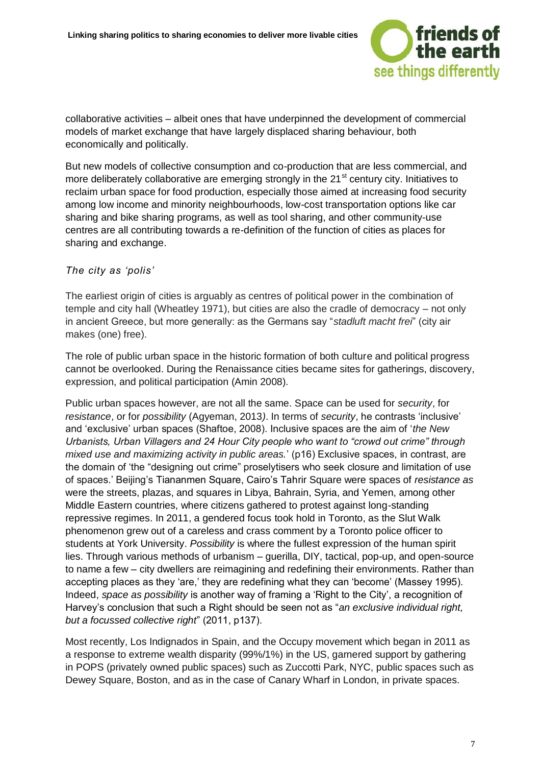collaborative activities – albeit ones that have underpinned the development of commercial models of market exchange that have largely displaced sharing behaviour, both economically and politically.

But new models of collective consumption and co-production that are less commercial, and more deliberately collaborative are emerging strongly in the 21st century city. Initiatives to reclaim urban space for food production, especially those aimed at increasing food security among low income and minority neighbourhoods, low-cost transportation options like car sharing and bike sharing programs, as well as tool sharing, and other community-use centres are all contributing towards a re-definition of the function of cities as places for sharing and exchange.

### *The city as 'polis'*

The earliest origin of cities is arguably as centres of political power in the combination of temple and city hall (Wheatley 1971), but cities are also the cradle of democracy – not only in ancient Greece, but more generally: as the Germans say "*stadluft macht frei*" (city air makes (one) free).

The role of public urban space in the historic formation of both culture and political progress cannot be overlooked. During the Renaissance cities became sites for gatherings, discovery, expression, and political participation (Amin 2008).

Public urban spaces however, are not all the same. Space can be used for *security*, for *resistance*, or for *possibility* (Agyeman, 2013). In terms of *security*, he contrasts 'inclusive' and 'exclusive' urban spaces (Shaftoe, 2008). Inclusive spaces are the aim of '*the New Urbanists, Urban Villagers and 24 Hour City people who want to "crowd out crime" through mixed use and maximizing activity in public areas.*' (p16) Exclusive spaces, in contrast, are the domain of 'the "designing out crime" proselytisers who seek closure and limitation of use of spaces.' Beijing's Tiananmen Square, Cairo's Tahrir Square were spaces of *resistance as* were the streets, plazas, and squares in Libya, Bahrain, Syria, and Yemen, among other Middle Eastern countries, where citizens gathered to protest against long-standing repressive regimes. In 2011, a gendered focus took hold in Toronto, as the Slut Walk phenomenon grew out of a careless and crass comment by a Toronto police officer to students at York University. *Possibility* is where the fullest expression of the human spirit lies. Through various methods of urbanism – guerilla, DIY, tactical, pop-up, and open-source to name a few – city dwellers are reimagining and redefining their environments. Rather than accepting places as they 'are,' they are redefining what they can 'become' (Massey 1995). Indeed, *space as possibility* is another way of framing a 'Right to the City', a recognition of Harvey's conclusion that such a Right should be seen not as "*an exclusive individual right, but a focussed collective right*" (2011, p137).

Most recently, Los Indignados in Spain, and the Occupy movement which began in 2011 as a response to extreme wealth disparity (99%/1%) in the US, garnered support by gathering in POPS (privately owned public spaces) such as Zuccotti Park, NYC, public spaces such as Dewey Square, Boston, and as in the case of Canary Wharf in London, in private spaces.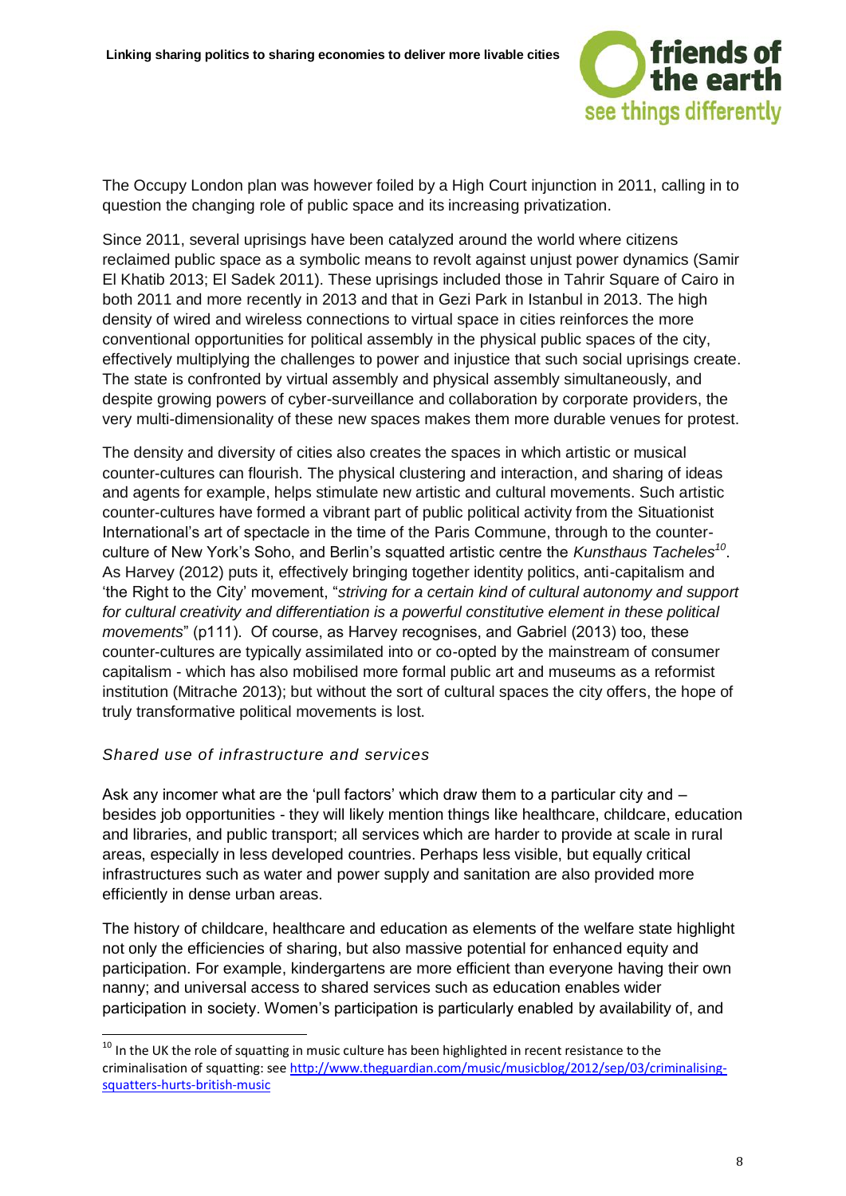The Occupy London plan was however foiled by a High Court injunction in 2011, calling in to question the changing role of public space and its increasing privatization.

Since 2011, several uprisings have been catalyzed around the world where citizens reclaimed public space as a symbolic means to revolt against unjust power dynamics (Samir El Khatib 2013; El Sadek 2011). These uprisings included those in Tahrir Square of Cairo in both 2011 and more recently in 2013 and that in Gezi Park in Istanbul in 2013. The high density of wired and wireless connections to virtual space in cities reinforces the more conventional opportunities for political assembly in the physical public spaces of the city, effectively multiplying the challenges to power and injustice that such social uprisings create. The state is confronted by virtual assembly and physical assembly simultaneously, and despite growing powers of cyber-surveillance and collaboration by corporate providers, the very multi-dimensionality of these new spaces makes them more durable venues for protest.

The density and diversity of cities also creates the spaces in which artistic or musical counter-cultures can flourish. The physical clustering and interaction, and sharing of ideas and agents for example, helps stimulate new artistic and cultural movements. Such artistic counter-cultures have formed a vibrant part of public political activity from the Situationist International's art of spectacle in the time of the Paris Commune, through to the counter-culture of New York's Soho, and Berlin's squatted artistic centre the *Kunsthaus Tacheles*[10]. As Harvey (2012) puts it, effectively bringing together identity politics, anti-capitalism and 'the Right to the City' movement, "*striving for a certain kind of cultural autonomy and support for cultural creativity and differentiation is a powerful constitutive element in these political movements*" (p111). Of course, as Harvey recognises, and Gabriel (2013) too, these counter-cultures are typically assimilated into or co-opted by the mainstream of consumer capitalism - which has also mobilised more formal public art and museums as a reformist institution (Mitrache 2013); but without the sort of cultural spaces the city offers, the hope of truly transformative political movements is lost.

### *Shared use of infrastructure and services*

Ask any incomer what are the 'pull factors' which draw them to a particular city and – besides job opportunities - they will likely mention things like healthcare, childcare, education and libraries, and public transport; all services which are harder to provide at scale in rural areas, especially in less developed countries. Perhaps less visible, but equally critical infrastructures such as water and power supply and sanitation are also provided more efficiently in dense urban areas.

The history of childcare, healthcare and education as elements of the welfare state highlight not only the efficiencies of sharing, but also massive potential for enhanced equity and participation. For example, kindergartens are more efficient than everyone having their own nanny; and universal access to shared services such as education enables wider participation in society. Women's participation is particularly enabled by availability of, and

---

[10] In the UK the role of squatting in music culture has been highlighted in recent resistance to the criminalisation of squatting: see http://www.theguardian.com/music/musicblog/2012/sep/03/criminalising-squatters-hurts-british-music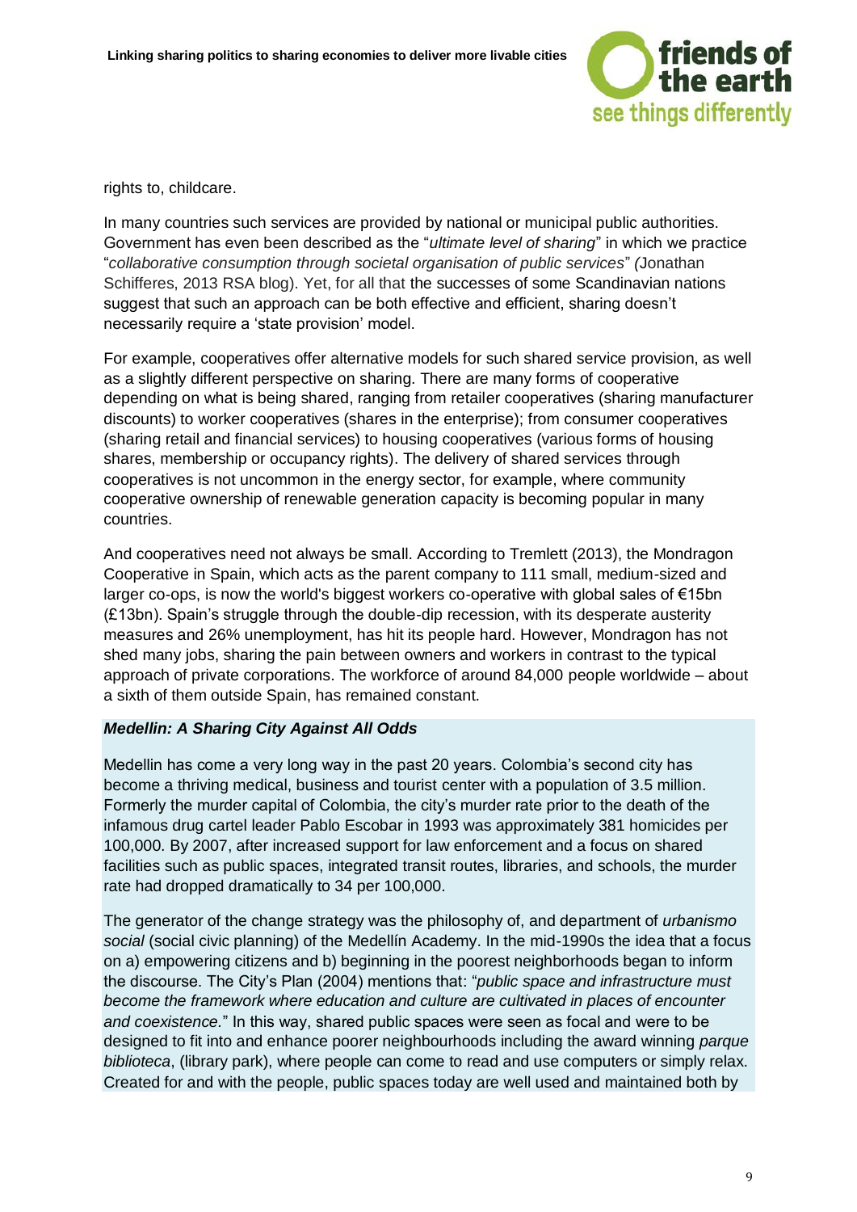rights to, childcare.

In many countries such services are provided by national or municipal public authorities. Government has even been described as the "*ultimate level of sharing*" in which we practice "*collaborative consumption through societal organisation of public services*" *(*Jonathan Schifferes, 2013 RSA blog). Yet, for all that the successes of some Scandinavian nations suggest that such an approach can be both effective and efficient, sharing doesn't necessarily require a 'state provision' model.

For example, cooperatives offer alternative models for such shared service provision, as well as a slightly different perspective on sharing. There are many forms of cooperative depending on what is being shared, ranging from retailer cooperatives (sharing manufacturer discounts) to worker cooperatives (shares in the enterprise); from consumer cooperatives (sharing retail and financial services) to housing cooperatives (various forms of housing shares, membership or occupancy rights). The delivery of shared services through cooperatives is not uncommon in the energy sector, for example, where community cooperative ownership of renewable generation capacity is becoming popular in many countries.

And cooperatives need not always be small. According to Tremlett (2013), the Mondragon Cooperative in Spain, which acts as the parent company to 111 small, medium-sized and larger co-ops, is now the world's biggest workers co-operative with global sales of €15bn (£13bn). Spain's struggle through the double-dip recession, with its desperate austerity measures and 26% unemployment, has hit its people hard. However, Mondragon has not shed many jobs, sharing the pain between owners and workers in contrast to the typical approach of private corporations. The workforce of around 84,000 people worldwide – about a sixth of them outside Spain, has remained constant.

***Medellin: A Sharing City Against All Odds***

Medellin has come a very long way in the past 20 years. Colombia's second city has become a thriving medical, business and tourist center with a population of 3.5 million. Formerly the murder capital of Colombia, the city's murder rate prior to the death of the infamous drug cartel leader Pablo Escobar in 1993 was approximately 381 homicides per 100,000. By 2007, after increased support for law enforcement and a focus on shared facilities such as public spaces, integrated transit routes, libraries, and schools, the murder rate had dropped dramatically to 34 per 100,000.

The generator of the change strategy was the philosophy of, and department of *urbanismo social* (social civic planning) of the Medellín Academy. In the mid-1990s the idea that a focus on a) empowering citizens and b) beginning in the poorest neighborhoods began to inform the discourse. The City's Plan (2004) mentions that: "*public space and infrastructure must become the framework where education and culture are cultivated in places of encounter and coexistence.*" In this way, shared public spaces were seen as focal and were to be designed to fit into and enhance poorer neighbourhoods including the award winning *parque biblioteca*, (library park), where people can come to read and use computers or simply relax. Created for and with the people, public spaces today are well used and maintained both by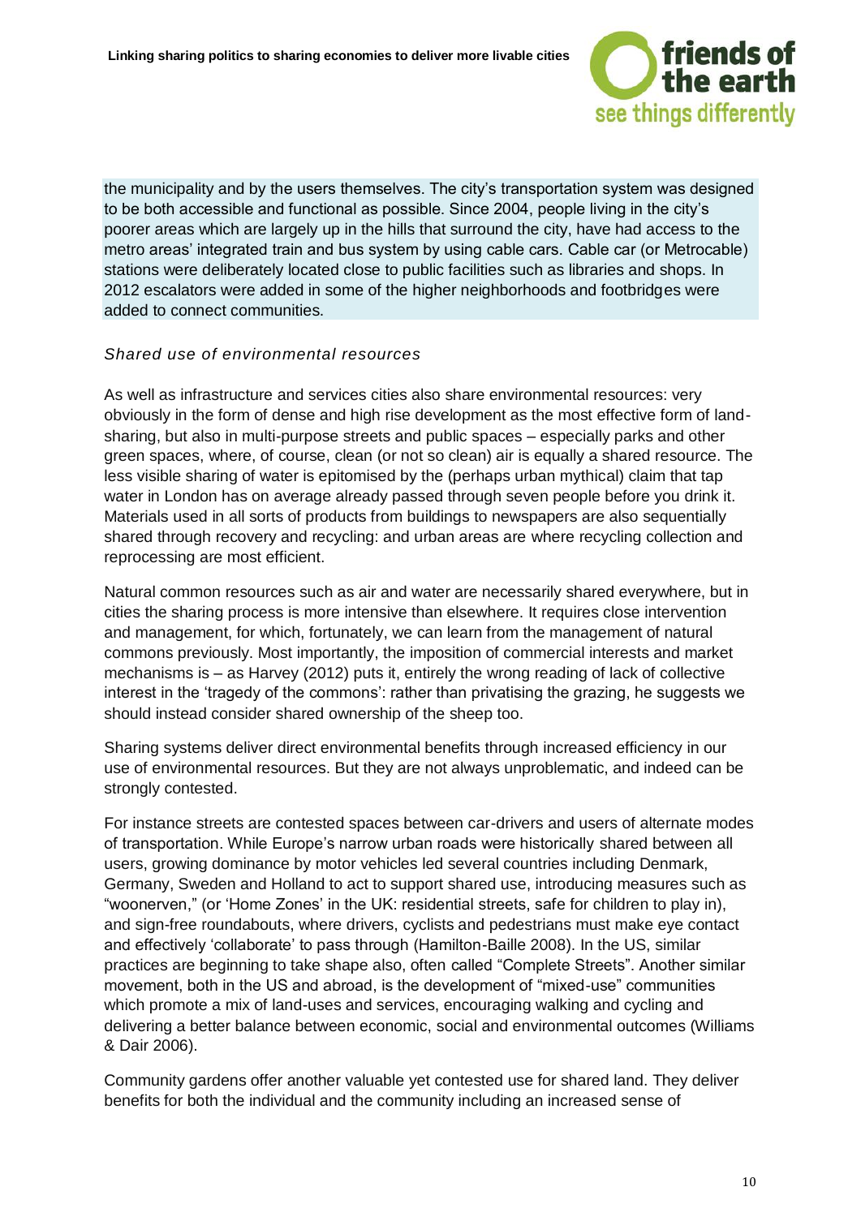the municipality and by the users themselves. The city's transportation system was designed to be both accessible and functional as possible. Since 2004, people living in the city's poorer areas which are largely up in the hills that surround the city, have had access to the metro areas' integrated train and bus system by using cable cars. Cable car (or Metrocable) stations were deliberately located close to public facilities such as libraries and shops. In 2012 escalators were added in some of the higher neighborhoods and footbridges were added to connect communities.

*Shared use of environmental resources*

As well as infrastructure and services cities also share environmental resources: very obviously in the form of dense and high rise development as the most effective form of land-sharing, but also in multi-purpose streets and public spaces – especially parks and other green spaces, where, of course, clean (or not so clean) air is equally a shared resource. The less visible sharing of water is epitomised by the (perhaps urban mythical) claim that tap water in London has on average already passed through seven people before you drink it. Materials used in all sorts of products from buildings to newspapers are also sequentially shared through recovery and recycling: and urban areas are where recycling collection and reprocessing are most efficient.

Natural common resources such as air and water are necessarily shared everywhere, but in cities the sharing process is more intensive than elsewhere. It requires close intervention and management, for which, fortunately, we can learn from the management of natural commons previously. Most importantly, the imposition of commercial interests and market mechanisms is – as Harvey (2012) puts it, entirely the wrong reading of lack of collective interest in the 'tragedy of the commons': rather than privatising the grazing, he suggests we should instead consider shared ownership of the sheep too.

Sharing systems deliver direct environmental benefits through increased efficiency in our use of environmental resources. But they are not always unproblematic, and indeed can be strongly contested.

For instance streets are contested spaces between car-drivers and users of alternate modes of transportation. While Europe's narrow urban roads were historically shared between all users, growing dominance by motor vehicles led several countries including Denmark, Germany, Sweden and Holland to act to support shared use, introducing measures such as "woonerven," (or 'Home Zones' in the UK: residential streets, safe for children to play in), and sign-free roundabouts, where drivers, cyclists and pedestrians must make eye contact and effectively 'collaborate' to pass through (Hamilton-Baille 2008). In the US, similar practices are beginning to take shape also, often called "Complete Streets". Another similar movement, both in the US and abroad, is the development of "mixed-use" communities which promote a mix of land-uses and services, encouraging walking and cycling and delivering a better balance between economic, social and environmental outcomes (Williams & Dair 2006).

Community gardens offer another valuable yet contested use for shared land. They deliver benefits for both the individual and the community including an increased sense of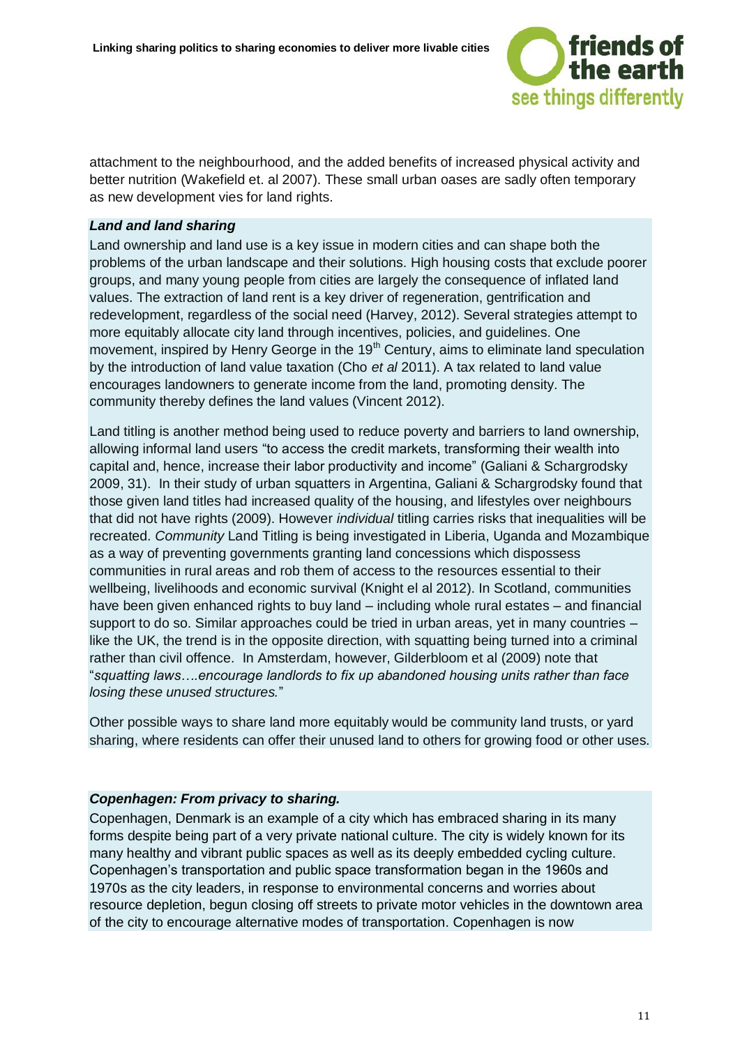attachment to the neighbourhood, and the added benefits of increased physical activity and better nutrition (Wakefield et. al 2007). These small urban oases are sadly often temporary as new development vies for land rights.

***Land and land sharing***

Land ownership and land use is a key issue in modern cities and can shape both the problems of the urban landscape and their solutions. High housing costs that exclude poorer groups, and many young people from cities are largely the consequence of inflated land values. The extraction of land rent is a key driver of regeneration, gentrification and redevelopment, regardless of the social need (Harvey, 2012). Several strategies attempt to more equitably allocate city land through incentives, policies, and guidelines. One movement, inspired by Henry George in the 19th Century, aims to eliminate land speculation by the introduction of land value taxation (Cho *et al* 2011). A tax related to land value encourages landowners to generate income from the land, promoting density. The community thereby defines the land values (Vincent 2012).

Land titling is another method being used to reduce poverty and barriers to land ownership, allowing informal land users "to access the credit markets, transforming their wealth into capital and, hence, increase their labor productivity and income" (Galiani & Schargrodsky 2009, 31). In their study of urban squatters in Argentina, Galiani & Schargrodsky found that those given land titles had increased quality of the housing, and lifestyles over neighbours that did not have rights (2009). However *individual* titling carries risks that inequalities will be recreated. *Community* Land Titling is being investigated in Liberia, Uganda and Mozambique as a way of preventing governments granting land concessions which dispossess communities in rural areas and rob them of access to the resources essential to their wellbeing, livelihoods and economic survival (Knight el al 2012). In Scotland, communities have been given enhanced rights to buy land – including whole rural estates – and financial support to do so. Similar approaches could be tried in urban areas, yet in many countries – like the UK, the trend is in the opposite direction, with squatting being turned into a criminal rather than civil offence. In Amsterdam, however, Gilderbloom et al (2009) note that "*squatting laws….encourage landlords to fix up abandoned housing units rather than face losing these unused structures.*"

Other possible ways to share land more equitably would be community land trusts, or yard sharing, where residents can offer their unused land to others for growing food or other uses.

***Copenhagen: From privacy to sharing.***

Copenhagen, Denmark is an example of a city which has embraced sharing in its many forms despite being part of a very private national culture. The city is widely known for its many healthy and vibrant public spaces as well as its deeply embedded cycling culture. Copenhagen's transportation and public space transformation began in the 1960s and 1970s as the city leaders, in response to environmental concerns and worries about resource depletion, begun closing off streets to private motor vehicles in the downtown area of the city to encourage alternative modes of transportation. Copenhagen is now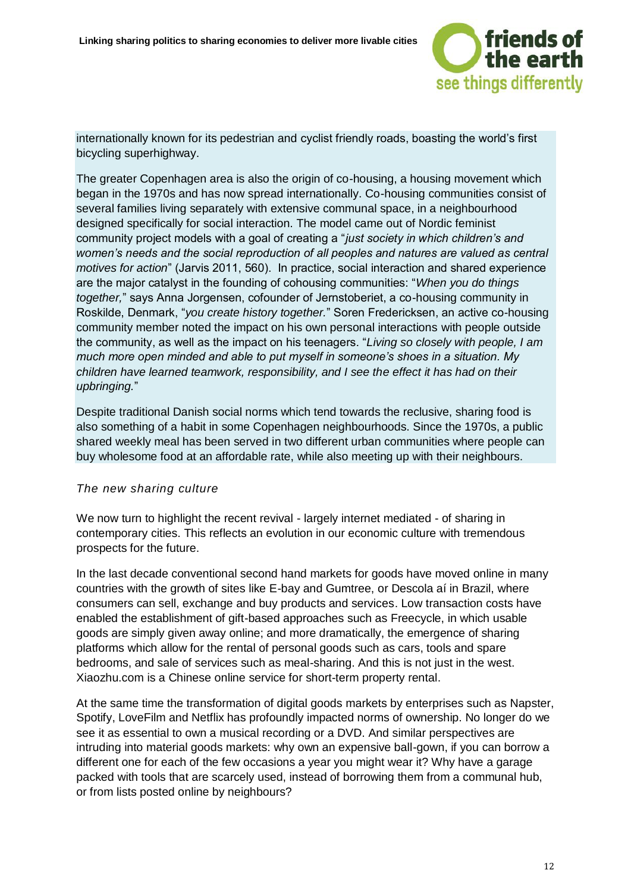internationally known for its pedestrian and cyclist friendly roads, boasting the world's first bicycling superhighway.

The greater Copenhagen area is also the origin of co-housing, a housing movement which began in the 1970s and has now spread internationally. Co-housing communities consist of several families living separately with extensive communal space, in a neighbourhood designed specifically for social interaction. The model came out of Nordic feminist community project models with a goal of creating a "*just society in which children's and women's needs and the social reproduction of all peoples and natures are valued as central motives for action*" (Jarvis 2011, 560). In practice, social interaction and shared experience are the major catalyst in the founding of cohousing communities: "*When you do things together,*" says Anna Jorgensen, cofounder of Jernstoberiet, a co-housing community in Roskilde, Denmark, "*you create history together.*" Soren Fredericksen, an active co-housing community member noted the impact on his own personal interactions with people outside the community, as well as the impact on his teenagers. "*Living so closely with people, I am much more open minded and able to put myself in someone's shoes in a situation. My children have learned teamwork, responsibility, and I see the effect it has had on their upbringing.*"

Despite traditional Danish social norms which tend towards the reclusive, sharing food is also something of a habit in some Copenhagen neighbourhoods. Since the 1970s, a public shared weekly meal has been served in two different urban communities where people can buy wholesome food at an affordable rate, while also meeting up with their neighbours.

### *The new sharing culture*

We now turn to highlight the recent revival - largely internet mediated - of sharing in contemporary cities. This reflects an evolution in our economic culture with tremendous prospects for the future.

In the last decade conventional second hand markets for goods have moved online in many countries with the growth of sites like E-bay and Gumtree, or Descola aí in Brazil, where consumers can sell, exchange and buy products and services. Low transaction costs have enabled the establishment of gift-based approaches such as Freecycle, in which usable goods are simply given away online; and more dramatically, the emergence of sharing platforms which allow for the rental of personal goods such as cars, tools and spare bedrooms, and sale of services such as meal-sharing. And this is not just in the west. Xiaozhu.com is a Chinese online service for short-term property rental.

At the same time the transformation of digital goods markets by enterprises such as Napster, Spotify, LoveFilm and Netflix has profoundly impacted norms of ownership. No longer do we see it as essential to own a musical recording or a DVD. And similar perspectives are intruding into material goods markets: why own an expensive ball-gown, if you can borrow a different one for each of the few occasions a year you might wear it? Why have a garage packed with tools that are scarcely used, instead of borrowing them from a communal hub, or from lists posted online by neighbours?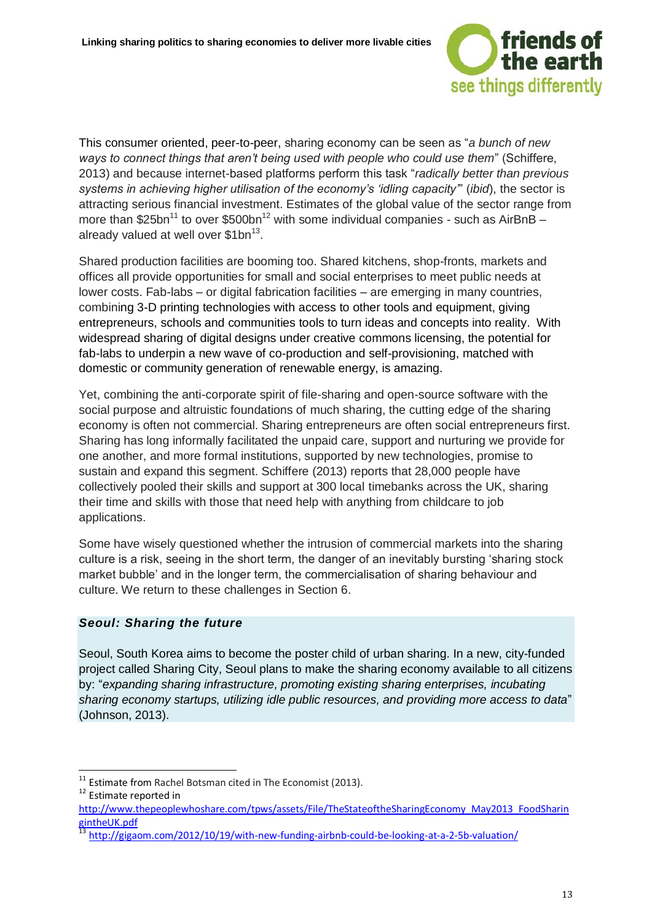This consumer oriented, peer-to-peer, sharing economy can be seen as "*a bunch of new ways to connect things that aren't being used with people who could use them*" (Schiffere, 2013) and because internet-based platforms perform this task "*radically better than previous systems in achieving higher utilisation of the economy's 'idling capacity'*" (*ibid*), the sector is attracting serious financial investment. Estimates of the global value of the sector range from more than $25bn[11] to over $500bn[12] with some individual companies - such as AirBnB – already valued at well over $1bn[13].

Shared production facilities are booming too. Shared kitchens, shop-fronts, markets and offices all provide opportunities for small and social enterprises to meet public needs at lower costs. Fab-labs – or digital fabrication facilities – are emerging in many countries, combining 3-D printing technologies with access to other tools and equipment, giving entrepreneurs, schools and communities tools to turn ideas and concepts into reality. With widespread sharing of digital designs under creative commons licensing, the potential for fab-labs to underpin a new wave of co-production and self-provisioning, matched with domestic or community generation of renewable energy, is amazing.

Yet, combining the anti-corporate spirit of file-sharing and open-source software with the social purpose and altruistic foundations of much sharing, the cutting edge of the sharing economy is often not commercial. Sharing entrepreneurs are often social entrepreneurs first. Sharing has long informally facilitated the unpaid care, support and nurturing we provide for one another, and more formal institutions, supported by new technologies, promise to sustain and expand this segment. Schiffere (2013) reports that 28,000 people have collectively pooled their skills and support at 300 local timebanks across the UK, sharing their time and skills with those that need help with anything from childcare to job applications.

Some have wisely questioned whether the intrusion of commercial markets into the sharing culture is a risk, seeing in the short term, the danger of an inevitably bursting 'sharing stock market bubble' and in the longer term, the commercialisation of sharing behaviour and culture. We return to these challenges in Section 6.

***Seoul: Sharing the future***

Seoul, South Korea aims to become the poster child of urban sharing. In a new, city-funded project called Sharing City, Seoul plans to make the sharing economy available to all citizens by: "*expanding sharing infrastructure, promoting existing sharing enterprises, incubating sharing economy startups, utilizing idle public resources, and providing more access to data*" (Johnson, 2013).

---

[11] Estimate from Rachel Botsman cited in The Economist (2013).

[12] Estimate reported in http://www.thepeoplewhoshare.com/tpws/assets/File/TheStateoftheSharingEconomy_May2013_FoodSharingintheUK.pdf

[13] http://gigaom.com/2012/10/19/with-new-funding-airbnb-could-be-looking-at-a-2-5b-valuation/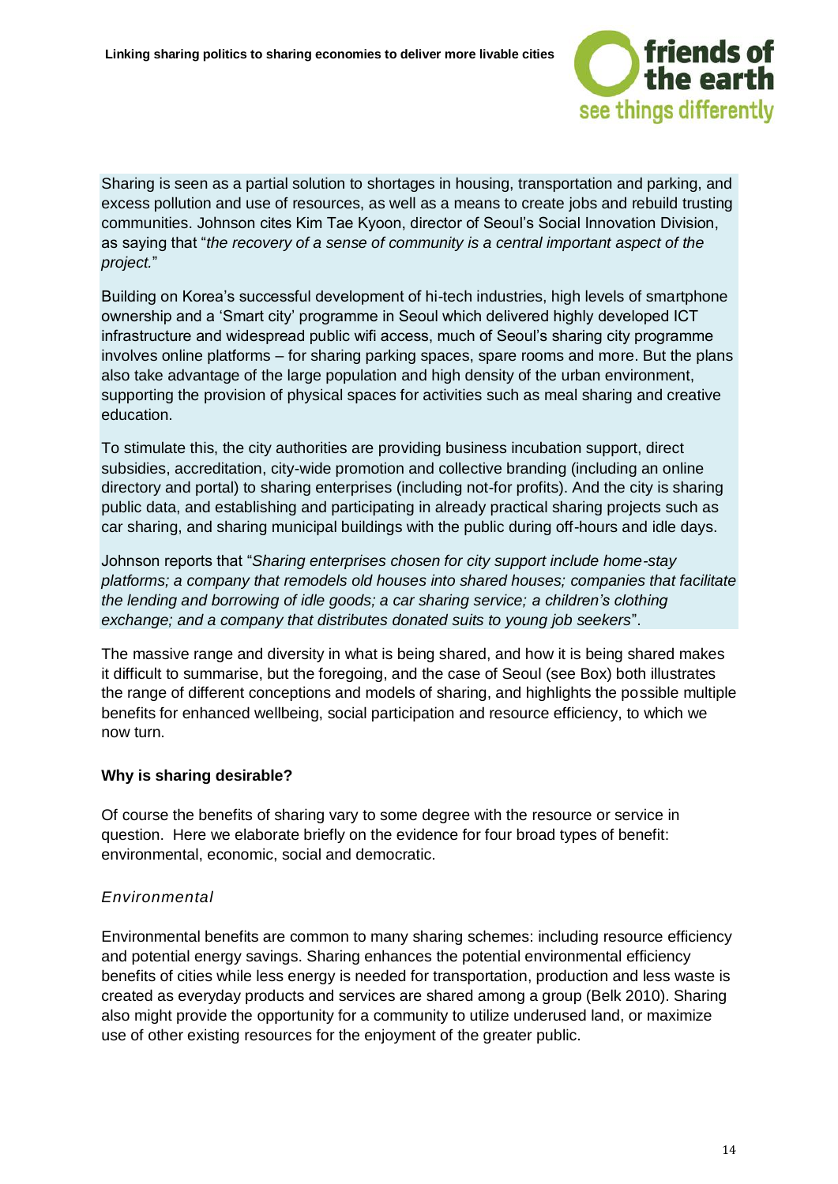Sharing is seen as a partial solution to shortages in housing, transportation and parking, and excess pollution and use of resources, as well as a means to create jobs and rebuild trusting communities. Johnson cites Kim Tae Kyoon, director of Seoul's Social Innovation Division, as saying that "*the recovery of a sense of community is a central important aspect of the project.*"

Building on Korea's successful development of hi-tech industries, high levels of smartphone ownership and a 'Smart city' programme in Seoul which delivered highly developed ICT infrastructure and widespread public wifi access, much of Seoul's sharing city programme involves online platforms – for sharing parking spaces, spare rooms and more. But the plans also take advantage of the large population and high density of the urban environment, supporting the provision of physical spaces for activities such as meal sharing and creative education.

To stimulate this, the city authorities are providing business incubation support, direct subsidies, accreditation, city-wide promotion and collective branding (including an online directory and portal) to sharing enterprises (including not-for profits). And the city is sharing public data, and establishing and participating in already practical sharing projects such as car sharing, and sharing municipal buildings with the public during off-hours and idle days.

Johnson reports that "*Sharing enterprises chosen for city support include home-stay platforms; a company that remodels old houses into shared houses; companies that facilitate the lending and borrowing of idle goods; a car sharing service; a children's clothing exchange; and a company that distributes donated suits to young job seekers*".

The massive range and diversity in what is being shared, and how it is being shared makes it difficult to summarise, but the foregoing, and the case of Seoul (see Box) both illustrates the range of different conceptions and models of sharing, and highlights the possible multiple benefits for enhanced wellbeing, social participation and resource efficiency, to which we now turn.

## Why is sharing desirable?

Of course the benefits of sharing vary to some degree with the resource or service in question. Here we elaborate briefly on the evidence for four broad types of benefit: environmental, economic, social and democratic.

### *Environmental*

Environmental benefits are common to many sharing schemes: including resource efficiency and potential energy savings. Sharing enhances the potential environmental efficiency benefits of cities while less energy is needed for transportation, production and less waste is created as everyday products and services are shared among a group (Belk 2010). Sharing also might provide the opportunity for a community to utilize underused land, or maximize use of other existing resources for the enjoyment of the greater public.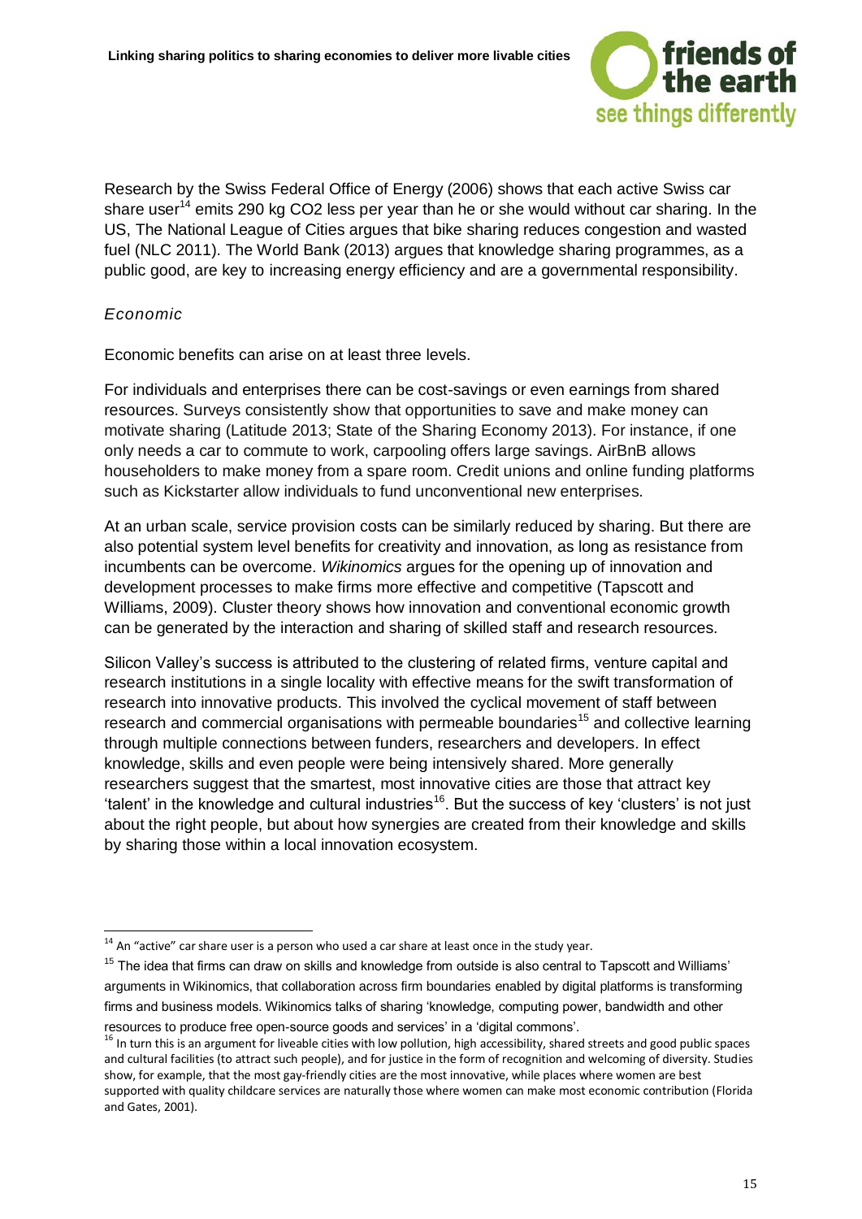Research by the Swiss Federal Office of Energy (2006) shows that each active Swiss car share user[14] emits 290 kg $CO_2$ less per year than he or she would without car sharing. In the US, The National League of Cities argues that bike sharing reduces congestion and wasted fuel (NLC 2011). The World Bank (2013) argues that knowledge sharing programmes, as a public good, are key to increasing energy efficiency and are a governmental responsibility.

### *Economic*

Economic benefits can arise on at least three levels.

For individuals and enterprises there can be cost-savings or even earnings from shared resources. Surveys consistently show that opportunities to save and make money can motivate sharing (Latitude 2013; State of the Sharing Economy 2013). For instance, if one only needs a car to commute to work, carpooling offers large savings. AirBnB allows householders to make money from a spare room. Credit unions and online funding platforms such as Kickstarter allow individuals to fund unconventional new enterprises.

At an urban scale, service provision costs can be similarly reduced by sharing. But there are also potential system level benefits for creativity and innovation, as long as resistance from incumbents can be overcome. *Wikinomics* argues for the opening up of innovation and development processes to make firms more effective and competitive (Tapscott and Williams, 2009). Cluster theory shows how innovation and conventional economic growth can be generated by the interaction and sharing of skilled staff and research resources.

Silicon Valley's success is attributed to the clustering of related firms, venture capital and research institutions in a single locality with effective means for the swift transformation of research into innovative products. This involved the cyclical movement of staff between research and commercial organisations with permeable boundaries[15] and collective learning through multiple connections between funders, researchers and developers. In effect knowledge, skills and even people were being intensively shared. More generally researchers suggest that the smartest, most innovative cities are those that attract key 'talent' in the knowledge and cultural industries[16]. But the success of key 'clusters' is not just about the right people, but about how synergies are created from their knowledge and skills by sharing those within a local innovation ecosystem.

---

[14] An "active" car share user is a person who used a car share at least once in the study year.

[15] The idea that firms can draw on skills and knowledge from outside is also central to Tapscott and Williams' arguments in Wikinomics, that collaboration across firm boundaries enabled by digital platforms is transforming firms and business models. Wikinomics talks of sharing 'knowledge, computing power, bandwidth and other resources to produce free open-source goods and services' in a 'digital commons'.

[16] In turn this is an argument for liveable cities with low pollution, high accessibility, shared streets and good public spaces and cultural facilities (to attract such people), and for justice in the form of recognition and welcoming of diversity. Studies show, for example, that the most gay-friendly cities are the most innovative, while places where women are best supported with quality childcare services are naturally those where women can make most economic contribution (Florida and Gates, 2001).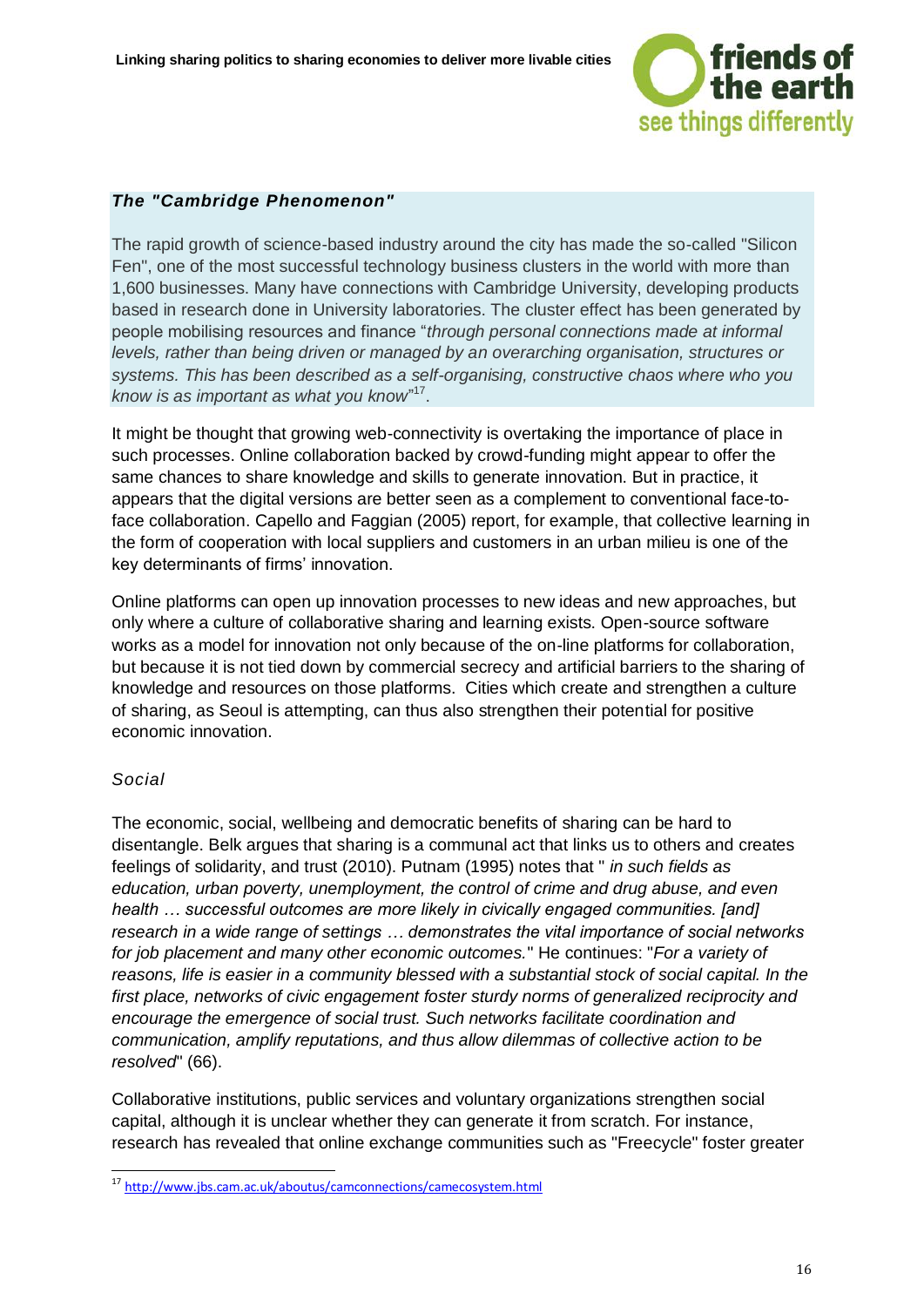***The "Cambridge Phenomenon"***

The rapid growth of science-based industry around the city has made the so-called "Silicon Fen", one of the most successful technology business clusters in the world with more than 1,600 businesses. Many have connections with Cambridge University, developing products based in research done in University laboratories. The cluster effect has been generated by people mobilising resources and finance "*through personal connections made at informal levels, rather than being driven or managed by an overarching organisation, structures or systems. This has been described as a self-organising, constructive chaos where who you know is as important as what you know*"[17].

It might be thought that growing web-connectivity is overtaking the importance of place in such processes. Online collaboration backed by crowd-funding might appear to offer the same chances to share knowledge and skills to generate innovation. But in practice, it appears that the digital versions are better seen as a complement to conventional face-to-face collaboration. Capello and Faggian (2005) report, for example, that collective learning in the form of cooperation with local suppliers and customers in an urban milieu is one of the key determinants of firms' innovation.

Online platforms can open up innovation processes to new ideas and new approaches, but only where a culture of collaborative sharing and learning exists. Open-source software works as a model for innovation not only because of the on-line platforms for collaboration, but because it is not tied down by commercial secrecy and artificial barriers to the sharing of knowledge and resources on those platforms. Cities which create and strengthen a culture of sharing, as Seoul is attempting, can thus also strengthen their potential for positive economic innovation.

*Social*

The economic, social, wellbeing and democratic benefits of sharing can be hard to disentangle. Belk argues that sharing is a communal act that links us to others and creates feelings of solidarity, and trust (2010). Putnam (1995) notes that " *in such fields as education, urban poverty, unemployment, the control of crime and drug abuse, and even health … successful outcomes are more likely in civically engaged communities. [and] research in a wide range of settings … demonstrates the vital importance of social networks for job placement and many other economic outcomes.*" He continues: "*For a variety of reasons, life is easier in a community blessed with a substantial stock of social capital. In the first place, networks of civic engagement foster sturdy norms of generalized reciprocity and encourage the emergence of social trust. Such networks facilitate coordination and communication, amplify reputations, and thus allow dilemmas of collective action to be resolved*" (66).

Collaborative institutions, public services and voluntary organizations strengthen social capital, although it is unclear whether they can generate it from scratch. For instance, research has revealed that online exchange communities such as "Freecycle" foster greater

---

[17] http://www.jbs.cam.ac.uk/aboutus/camconnections/camecosystem.html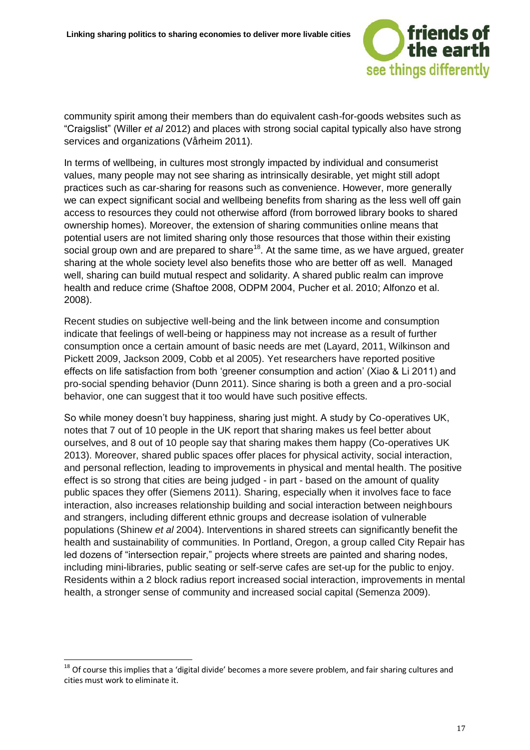community spirit among their members than do equivalent cash-for-goods websites such as "Craigslist" (Willer *et al* 2012) and places with strong social capital typically also have strong services and organizations (Vårheim 2011).

In terms of wellbeing, in cultures most strongly impacted by individual and consumerist values, many people may not see sharing as intrinsically desirable, yet might still adopt practices such as car-sharing for reasons such as convenience. However, more generally we can expect significant social and wellbeing benefits from sharing as the less well off gain access to resources they could not otherwise afford (from borrowed library books to shared ownership homes). Moreover, the extension of sharing communities online means that potential users are not limited sharing only those resources that those within their existing social group own and are prepared to share[18]. At the same time, as we have argued, greater sharing at the whole society level also benefits those who are better off as well. Managed well, sharing can build mutual respect and solidarity. A shared public realm can improve health and reduce crime (Shaftoe 2008, ODPM 2004, Pucher et al. 2010; Alfonzo et al. 2008).

Recent studies on subjective well-being and the link between income and consumption indicate that feelings of well-being or happiness may not increase as a result of further consumption once a certain amount of basic needs are met (Layard, 2011, Wilkinson and Pickett 2009, Jackson 2009, Cobb et al 2005). Yet researchers have reported positive effects on life satisfaction from both 'greener consumption and action' (Xiao & Li 2011) and pro-social spending behavior (Dunn 2011). Since sharing is both a green and a pro-social behavior, one can suggest that it too would have such positive effects.

So while money doesn't buy happiness, sharing just might. A study by Co-operatives UK, notes that 7 out of 10 people in the UK report that sharing makes us feel better about ourselves, and 8 out of 10 people say that sharing makes them happy (Co-operatives UK 2013). Moreover, shared public spaces offer places for physical activity, social interaction, and personal reflection, leading to improvements in physical and mental health. The positive effect is so strong that cities are being judged - in part - based on the amount of quality public spaces they offer (Siemens 2011). Sharing, especially when it involves face to face interaction, also increases relationship building and social interaction between neighbours and strangers, including different ethnic groups and decrease isolation of vulnerable populations (Shinew *et al* 2004). Interventions in shared streets can significantly benefit the health and sustainability of communities. In Portland, Oregon, a group called City Repair has led dozens of "intersection repair," projects where streets are painted and sharing nodes, including mini-libraries, public seating or self-serve cafes are set-up for the public to enjoy. Residents within a 2 block radius report increased social interaction, improvements in mental health, a stronger sense of community and increased social capital (Semenza 2009).

---

[18] Of course this implies that a 'digital divide' becomes a more severe problem, and fair sharing cultures and cities must work to eliminate it.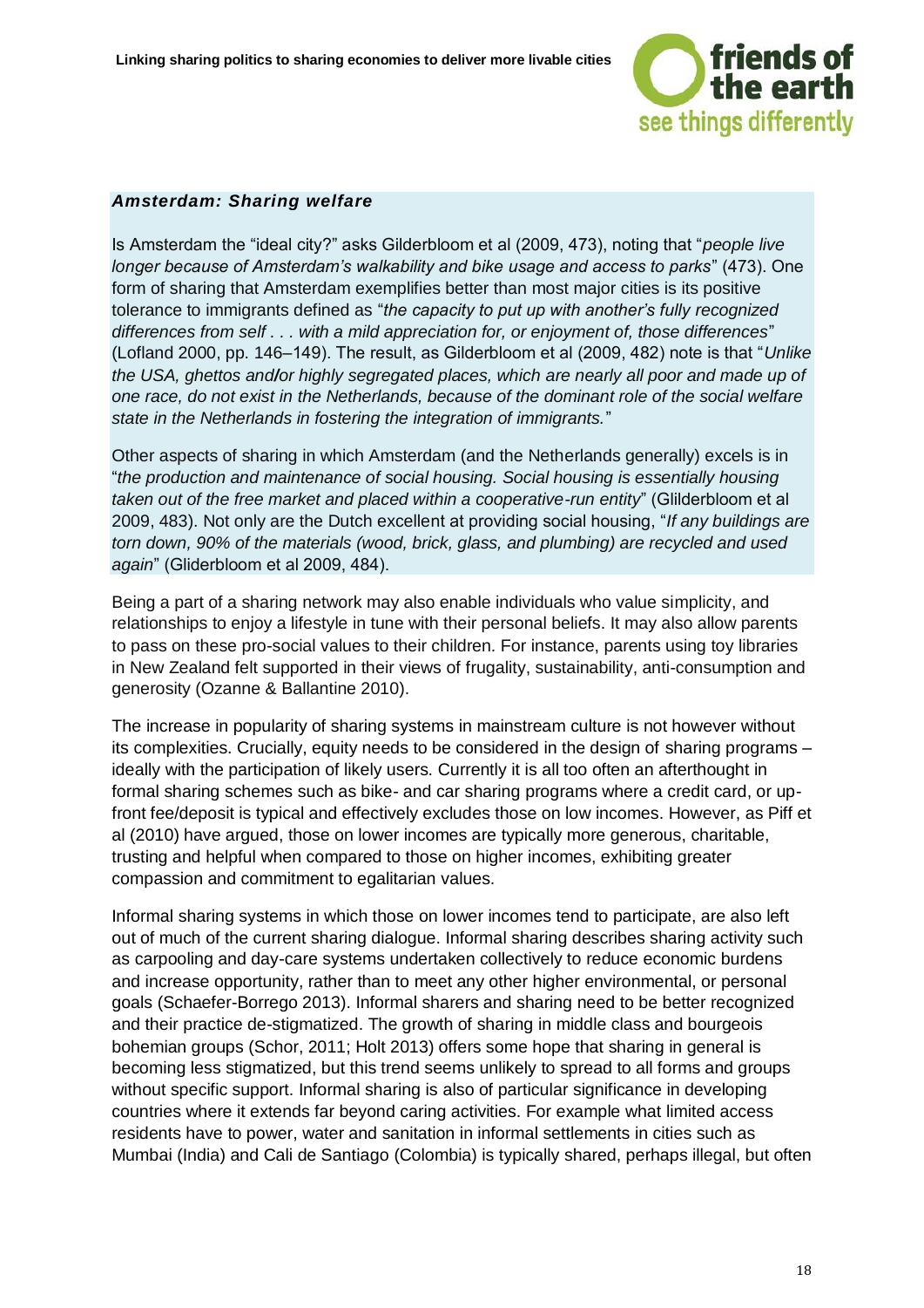***Amsterdam: Sharing welfare***

Is Amsterdam the "ideal city?" asks Gilderbloom et al (2009, 473), noting that "*people live longer because of Amsterdam's walkability and bike usage and access to parks*" (473). One form of sharing that Amsterdam exemplifies better than most major cities is its positive tolerance to immigrants defined as "*the capacity to put up with another's fully recognized differences from self . . . with a mild appreciation for, or enjoyment of, those differences*" (Lofland 2000, pp. 146–149). The result, as Gilderbloom et al (2009, 482) note is that "*Unlike the USA, ghettos and/or highly segregated places, which are nearly all poor and made up of one race, do not exist in the Netherlands, because of the dominant role of the social welfare state in the Netherlands in fostering the integration of immigrants.*"

Other aspects of sharing in which Amsterdam (and the Netherlands generally) excels is in "*the production and maintenance of social housing. Social housing is essentially housing taken out of the free market and placed within a cooperative-run entity*" (Glilderbloom et al 2009, 483). Not only are the Dutch excellent at providing social housing, "*If any buildings are torn down, 90% of the materials (wood, brick, glass, and plumbing) are recycled and used again*" (Gliderbloom et al 2009, 484).

Being a part of a sharing network may also enable individuals who value simplicity, and relationships to enjoy a lifestyle in tune with their personal beliefs. It may also allow parents to pass on these pro-social values to their children. For instance, parents using toy libraries in New Zealand felt supported in their views of frugality, sustainability, anti-consumption and generosity (Ozanne & Ballantine 2010).

The increase in popularity of sharing systems in mainstream culture is not however without its complexities. Crucially, equity needs to be considered in the design of sharing programs – ideally with the participation of likely users. Currently it is all too often an afterthought in formal sharing schemes such as bike- and car sharing programs where a credit card, or up-front fee/deposit is typical and effectively excludes those on low incomes. However, as Piff et al (2010) have argued, those on lower incomes are typically more generous, charitable, trusting and helpful when compared to those on higher incomes, exhibiting greater compassion and commitment to egalitarian values.

Informal sharing systems in which those on lower incomes tend to participate, are also left out of much of the current sharing dialogue. Informal sharing describes sharing activity such as carpooling and day-care systems undertaken collectively to reduce economic burdens and increase opportunity, rather than to meet any other higher environmental, or personal goals (Schaefer-Borrego 2013). Informal sharers and sharing need to be better recognized and their practice de-stigmatized. The growth of sharing in middle class and bourgeois bohemian groups (Schor, 2011; Holt 2013) offers some hope that sharing in general is becoming less stigmatized, but this trend seems unlikely to spread to all forms and groups without specific support. Informal sharing is also of particular significance in developing countries where it extends far beyond caring activities. For example what limited access residents have to power, water and sanitation in informal settlements in cities such as Mumbai (India) and Cali de Santiago (Colombia) is typically shared, perhaps illegal, but often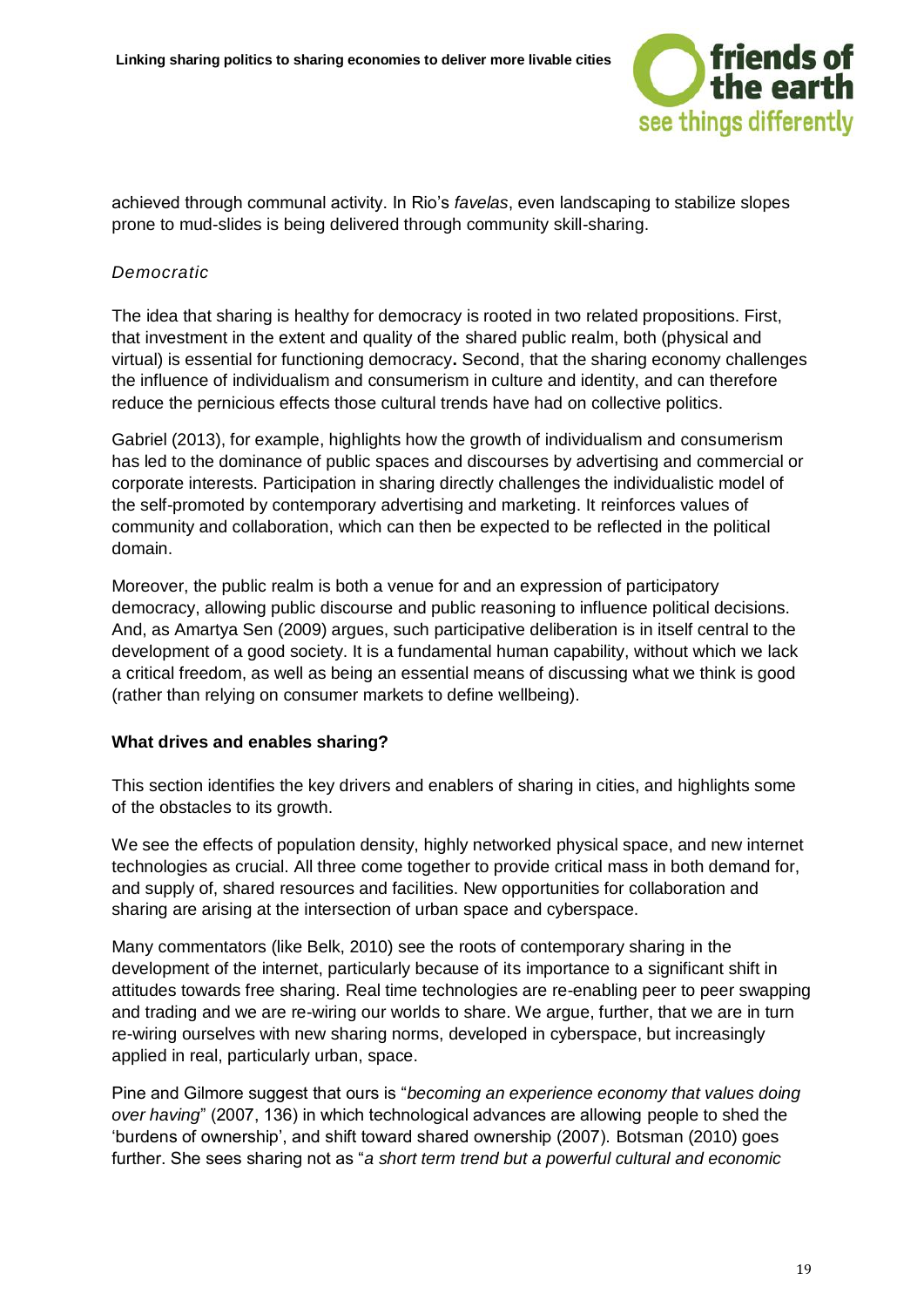achieved through communal activity. In Rio's *favelas*, even landscaping to stabilize slopes prone to mud-slides is being delivered through community skill-sharing.

*Democratic*

The idea that sharing is healthy for democracy is rooted in two related propositions. First, that investment in the extent and quality of the shared public realm, both (physical and virtual) is essential for functioning democracy**.** Second, that the sharing economy challenges the influence of individualism and consumerism in culture and identity, and can therefore reduce the pernicious effects those cultural trends have had on collective politics.

Gabriel (2013), for example, highlights how the growth of individualism and consumerism has led to the dominance of public spaces and discourses by advertising and commercial or corporate interests. Participation in sharing directly challenges the individualistic model of the self-promoted by contemporary advertising and marketing. It reinforces values of community and collaboration, which can then be expected to be reflected in the political domain.

Moreover, the public realm is both a venue for and an expression of participatory democracy, allowing public discourse and public reasoning to influence political decisions. And, as Amartya Sen (2009) argues, such participative deliberation is in itself central to the development of a good society. It is a fundamental human capability, without which we lack a critical freedom, as well as being an essential means of discussing what we think is good (rather than relying on consumer markets to define wellbeing).

**What drives and enables sharing?**

This section identifies the key drivers and enablers of sharing in cities, and highlights some of the obstacles to its growth.

We see the effects of population density, highly networked physical space, and new internet technologies as crucial. All three come together to provide critical mass in both demand for, and supply of, shared resources and facilities. New opportunities for collaboration and sharing are arising at the intersection of urban space and cyberspace.

Many commentators (like Belk, 2010) see the roots of contemporary sharing in the development of the internet, particularly because of its importance to a significant shift in attitudes towards free sharing. Real time technologies are re-enabling peer to peer swapping and trading and we are re-wiring our worlds to share. We argue, further, that we are in turn re-wiring ourselves with new sharing norms, developed in cyberspace, but increasingly applied in real, particularly urban, space.

Pine and Gilmore suggest that ours is "*becoming an experience economy that values doing over having*" (2007, 136) in which technological advances are allowing people to shed the 'burdens of ownership', and shift toward shared ownership (2007). Botsman (2010) goes further. She sees sharing not as "*a short term trend but a powerful cultural and economic*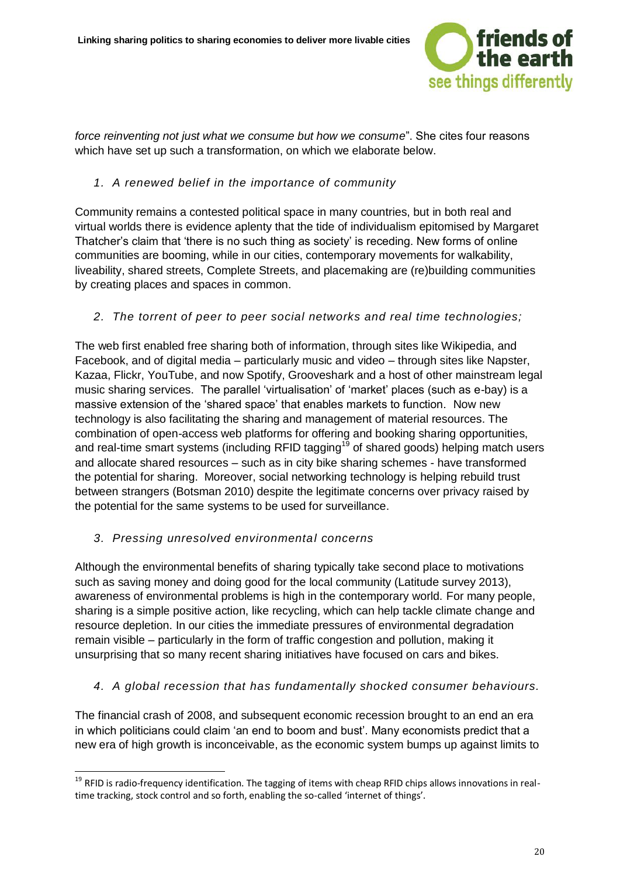*force reinventing not just what we consume but how we consume*". She cites four reasons which have set up such a transformation, on which we elaborate below.

1. *A renewed belief in the importance of community*

Community remains a contested political space in many countries, but in both real and virtual worlds there is evidence aplenty that the tide of individualism epitomised by Margaret Thatcher's claim that 'there is no such thing as society' is receding. New forms of online communities are booming, while in our cities, contemporary movements for walkability, liveability, shared streets, Complete Streets, and placemaking are (re)building communities by creating places and spaces in common.

2. *The torrent of peer to peer social networks and real time technologies;*

The web first enabled free sharing both of information, through sites like Wikipedia, and Facebook, and of digital media – particularly music and video – through sites like Napster, Kazaa, Flickr, YouTube, and now Spotify, Grooveshark and a host of other mainstream legal music sharing services. The parallel 'virtualisation' of 'market' places (such as e-bay) is a massive extension of the 'shared space' that enables markets to function. Now new technology is also facilitating the sharing and management of material resources. The combination of open-access web platforms for offering and booking sharing opportunities, and real-time smart systems (including RFID tagging[19] of shared goods) helping match users and allocate shared resources – such as in city bike sharing schemes - have transformed the potential for sharing. Moreover, social networking technology is helping rebuild trust between strangers (Botsman 2010) despite the legitimate concerns over privacy raised by the potential for the same systems to be used for surveillance.

3. *Pressing unresolved environmental concerns*

Although the environmental benefits of sharing typically take second place to motivations such as saving money and doing good for the local community (Latitude survey 2013), awareness of environmental problems is high in the contemporary world. For many people, sharing is a simple positive action, like recycling, which can help tackle climate change and resource depletion. In our cities the immediate pressures of environmental degradation remain visible – particularly in the form of traffic congestion and pollution, making it unsurprising that so many recent sharing initiatives have focused on cars and bikes.

4. *A global recession that has fundamentally shocked consumer behaviours.*

The financial crash of 2008, and subsequent economic recession brought to an end an era in which politicians could claim 'an end to boom and bust'. Many economists predict that a new era of high growth is inconceivable, as the economic system bumps up against limits to

[19] RFID is radio-frequency identification. The tagging of items with cheap RFID chips allows innovations in real-time tracking, stock control and so forth, enabling the so-called 'internet of things'.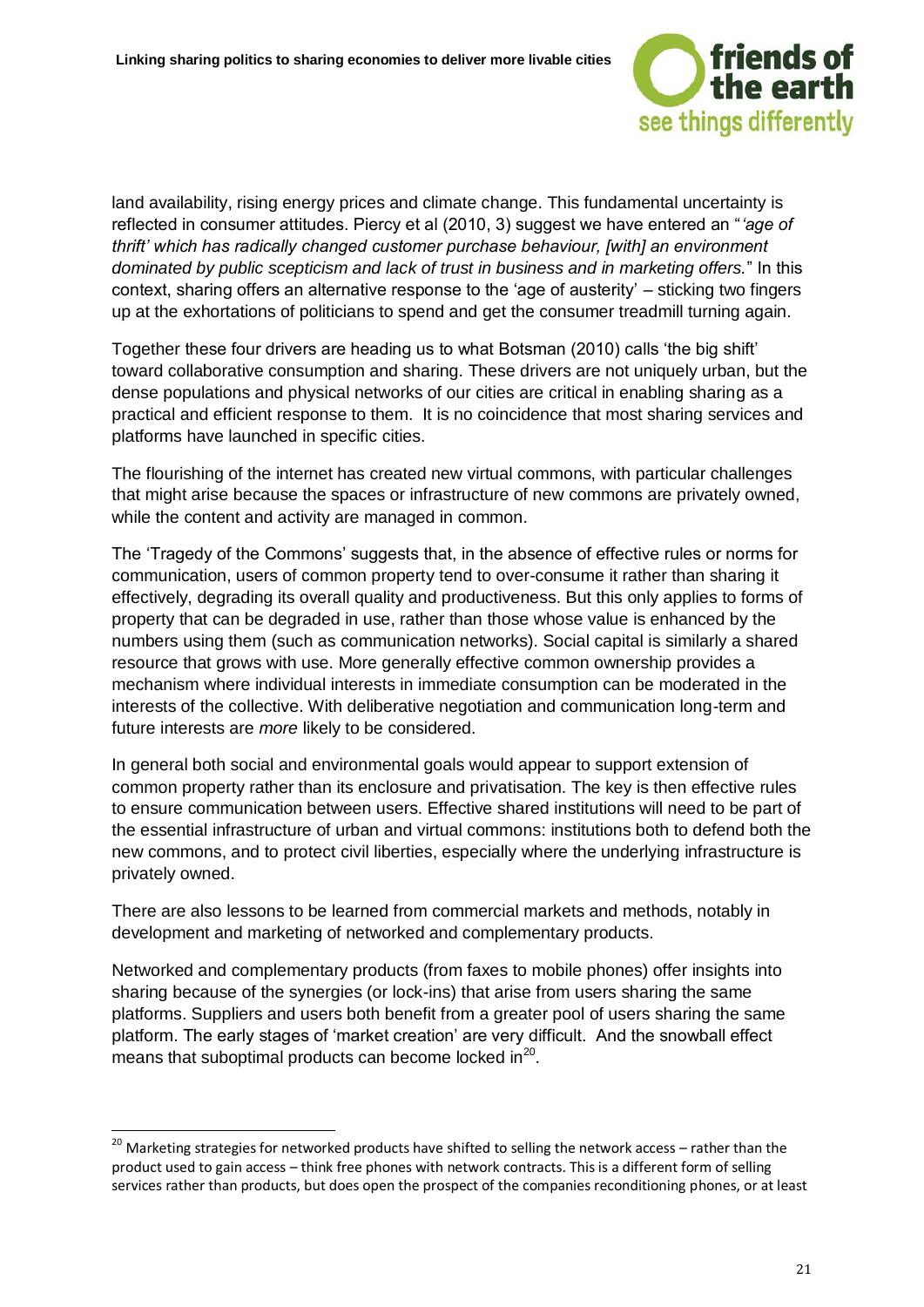land availability, rising energy prices and climate change. This fundamental uncertainty is reflected in consumer attitudes. Piercy et al (2010, 3) suggest we have entered an "*'age of thrift' which has radically changed customer purchase behaviour, [with] an environment dominated by public scepticism and lack of trust in business and in marketing offers.*" In this context, sharing offers an alternative response to the 'age of austerity' – sticking two fingers up at the exhortations of politicians to spend and get the consumer treadmill turning again.

Together these four drivers are heading us to what Botsman (2010) calls 'the big shift' toward collaborative consumption and sharing. These drivers are not uniquely urban, but the dense populations and physical networks of our cities are critical in enabling sharing as a practical and efficient response to them. It is no coincidence that most sharing services and platforms have launched in specific cities.

The flourishing of the internet has created new virtual commons, with particular challenges that might arise because the spaces or infrastructure of new commons are privately owned, while the content and activity are managed in common.

The 'Tragedy of the Commons' suggests that, in the absence of effective rules or norms for communication, users of common property tend to over-consume it rather than sharing it effectively, degrading its overall quality and productiveness. But this only applies to forms of property that can be degraded in use, rather than those whose value is enhanced by the numbers using them (such as communication networks). Social capital is similarly a shared resource that grows with use. More generally effective common ownership provides a mechanism where individual interests in immediate consumption can be moderated in the interests of the collective. With deliberative negotiation and communication long-term and future interests are *more* likely to be considered.

In general both social and environmental goals would appear to support extension of common property rather than its enclosure and privatisation. The key is then effective rules to ensure communication between users. Effective shared institutions will need to be part of the essential infrastructure of urban and virtual commons: institutions both to defend both the new commons, and to protect civil liberties, especially where the underlying infrastructure is privately owned.

There are also lessons to be learned from commercial markets and methods, notably in development and marketing of networked and complementary products.

Networked and complementary products (from faxes to mobile phones) offer insights into sharing because of the synergies (or lock-ins) that arise from users sharing the same platforms. Suppliers and users both benefit from a greater pool of users sharing the same platform. The early stages of 'market creation' are very difficult. And the snowball effect means that suboptimal products can become locked in[20].

---

[20] Marketing strategies for networked products have shifted to selling the network access – rather than the product used to gain access – think free phones with network contracts. This is a different form of selling services rather than products, but does open the prospect of the companies reconditioning phones, or at least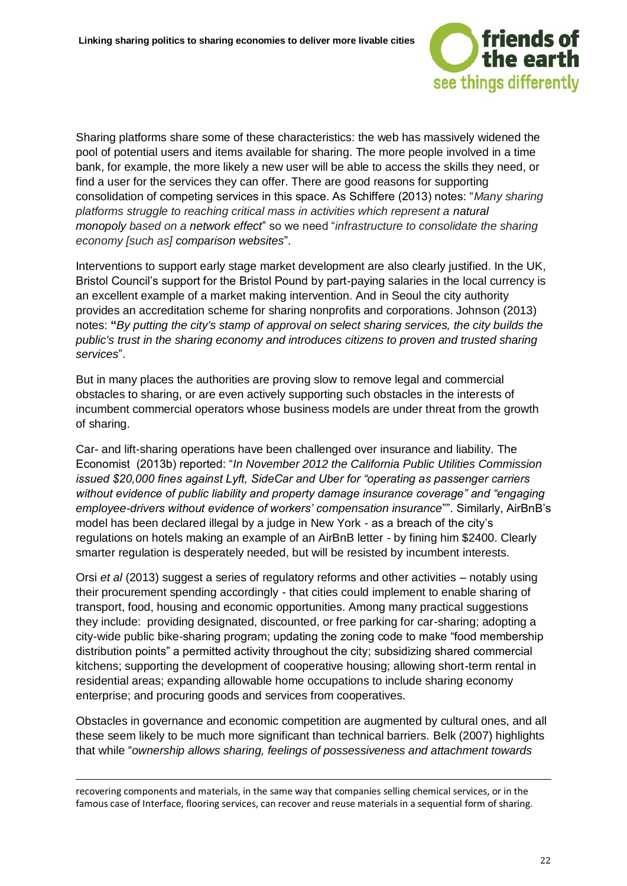Sharing platforms share some of these characteristics: the web has massively widened the pool of potential users and items available for sharing. The more people involved in a time bank, for example, the more likely a new user will be able to access the skills they need, or find a user for the services they can offer. There are good reasons for supporting consolidation of competing services in this space. As Schiffere (2013) notes: "*Many sharing platforms struggle to reaching critical mass in activities which represent a* natural monopoly *based on a* network effect" so we need "*infrastructure to consolidate the sharing economy [such as]* comparison websites".

Interventions to support early stage market development are also clearly justified. In the UK, Bristol Council's support for the Bristol Pound by part-paying salaries in the local currency is an excellent example of a market making intervention. And in Seoul the city authority provides an accreditation scheme for sharing nonprofits and corporations. Johnson (2013) notes: **"***By putting the city's stamp of approval on select sharing services, the city builds the public's trust in the sharing economy and introduces citizens to proven and trusted sharing services*".

But in many places the authorities are proving slow to remove legal and commercial obstacles to sharing, or are even actively supporting such obstacles in the interests of incumbent commercial operators whose business models are under threat from the growth of sharing.

Car- and lift-sharing operations have been challenged over insurance and liability. The Economist (2013b) reported: "*In November 2012 the California Public Utilities Commission issued $20,000 fines against Lyft, SideCar and Uber for "operating as passenger carriers without evidence of public liability and property damage insurance coverage" and "engaging employee-drivers without evidence of workers' compensation insurance*"". Similarly, AirBnB's model has been declared illegal by a judge in New York - as a breach of the city's regulations on hotels making an example of an AirBnB letter - by fining him $2400. Clearly smarter regulation is desperately needed, but will be resisted by incumbent interests.

Orsi *et al* (2013) suggest a series of regulatory reforms and other activities – notably using their procurement spending accordingly - that cities could implement to enable sharing of transport, food, housing and economic opportunities. Among many practical suggestions they include: providing designated, discounted, or free parking for car-sharing; adopting a city-wide public bike-sharing program; updating the zoning code to make "food membership distribution points" a permitted activity throughout the city; subsidizing shared commercial kitchens; supporting the development of cooperative housing; allowing short-term rental in residential areas; expanding allowable home occupations to include sharing economy enterprise; and procuring goods and services from cooperatives.

Obstacles in governance and economic competition are augmented by cultural ones, and all these seem likely to be much more significant than technical barriers. Belk (2007) highlights that while "*ownership allows sharing, feelings of possessiveness and attachment towards*

---

recovering components and materials, in the same way that companies selling chemical services, or in the famous case of Interface, flooring services, can recover and reuse materials in a sequential form of sharing.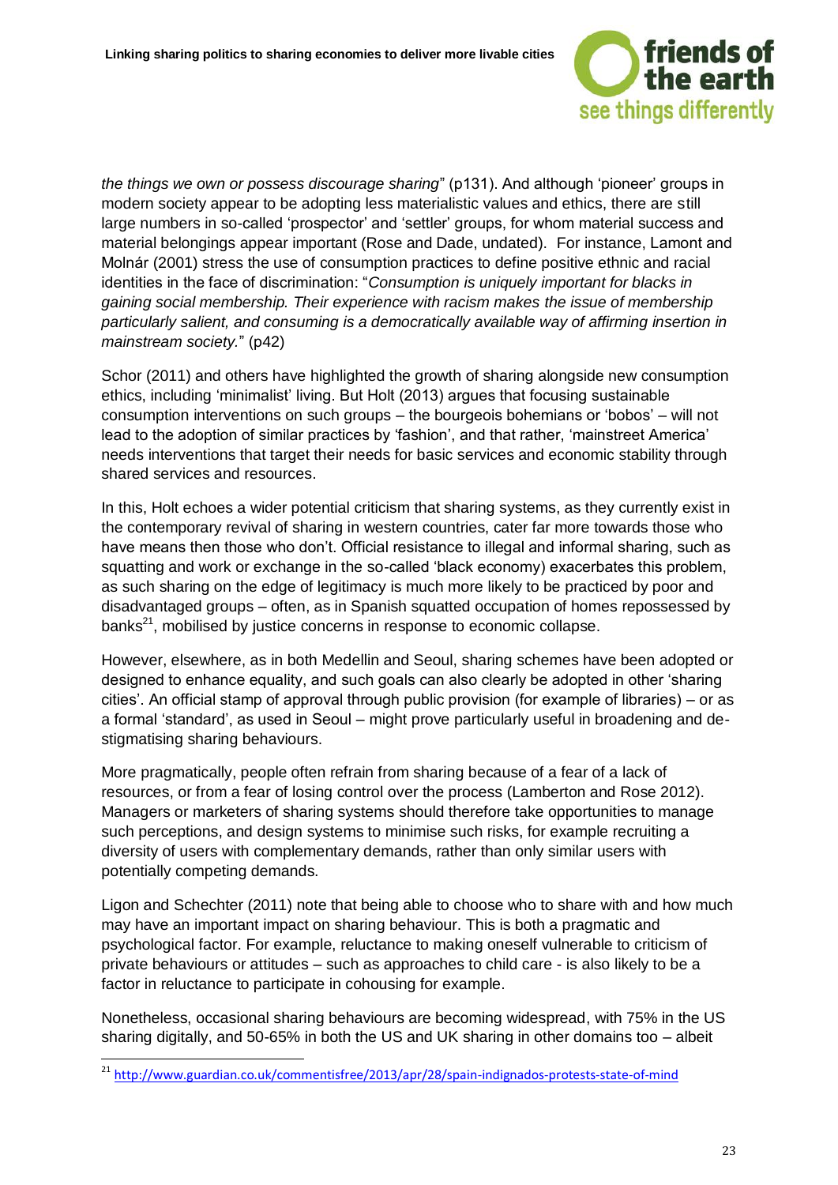*the things we own or possess discourage sharing*" (p131). And although 'pioneer' groups in modern society appear to be adopting less materialistic values and ethics, there are still large numbers in so-called 'prospector' and 'settler' groups, for whom material success and material belongings appear important (Rose and Dade, undated). For instance, Lamont and Molnár (2001) stress the use of consumption practices to define positive ethnic and racial identities in the face of discrimination: "*Consumption is uniquely important for blacks in gaining social membership. Their experience with racism makes the issue of membership particularly salient, and consuming is a democratically available way of affirming insertion in mainstream society.*" (p42)

Schor (2011) and others have highlighted the growth of sharing alongside new consumption ethics, including 'minimalist' living. But Holt (2013) argues that focusing sustainable consumption interventions on such groups – the bourgeois bohemians or 'bobos' – will not lead to the adoption of similar practices by 'fashion', and that rather, 'mainstreet America' needs interventions that target their needs for basic services and economic stability through shared services and resources.

In this, Holt echoes a wider potential criticism that sharing systems, as they currently exist in the contemporary revival of sharing in western countries, cater far more towards those who have means then those who don't. Official resistance to illegal and informal sharing, such as squatting and work or exchange in the so-called 'black economy) exacerbates this problem, as such sharing on the edge of legitimacy is much more likely to be practiced by poor and disadvantaged groups – often, as in Spanish squatted occupation of homes repossessed by banks[21], mobilised by justice concerns in response to economic collapse.

However, elsewhere, as in both Medellin and Seoul, sharing schemes have been adopted or designed to enhance equality, and such goals can also clearly be adopted in other 'sharing cities'. An official stamp of approval through public provision (for example of libraries) – or as a formal 'standard', as used in Seoul – might prove particularly useful in broadening and de-stigmatising sharing behaviours.

More pragmatically, people often refrain from sharing because of a fear of a lack of resources, or from a fear of losing control over the process (Lamberton and Rose 2012). Managers or marketers of sharing systems should therefore take opportunities to manage such perceptions, and design systems to minimise such risks, for example recruiting a diversity of users with complementary demands, rather than only similar users with potentially competing demands.

Ligon and Schechter (2011) note that being able to choose who to share with and how much may have an important impact on sharing behaviour. This is both a pragmatic and psychological factor. For example, reluctance to making oneself vulnerable to criticism of private behaviours or attitudes – such as approaches to child care - is also likely to be a factor in reluctance to participate in cohousing for example.

Nonetheless, occasional sharing behaviours are becoming widespread, with 75% in the US sharing digitally, and 50-65% in both the US and UK sharing in other domains too – albeit

[21] http://www.guardian.co.uk/commentisfree/2013/apr/28/spain-indignados-protests-state-of-mind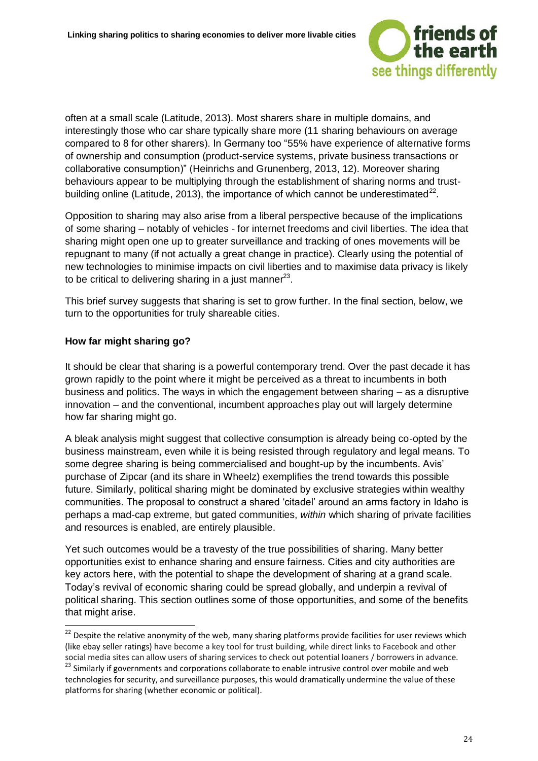often at a small scale (Latitude, 2013). Most sharers share in multiple domains, and interestingly those who car share typically share more (11 sharing behaviours on average compared to 8 for other sharers). In Germany too "55% have experience of alternative forms of ownership and consumption (product-service systems, private business transactions or collaborative consumption)" (Heinrichs and Grunenberg, 2013, 12). Moreover sharing behaviours appear to be multiplying through the establishment of sharing norms and trust-building online (Latitude, 2013), the importance of which cannot be underestimated[22].

Opposition to sharing may also arise from a liberal perspective because of the implications of some sharing – notably of vehicles - for internet freedoms and civil liberties. The idea that sharing might open one up to greater surveillance and tracking of ones movements will be repugnant to many (if not actually a great change in practice). Clearly using the potential of new technologies to minimise impacts on civil liberties and to maximise data privacy is likely to be critical to delivering sharing in a just manner[23].

This brief survey suggests that sharing is set to grow further. In the final section, below, we turn to the opportunities for truly shareable cities.

**How far might sharing go?**

It should be clear that sharing is a powerful contemporary trend. Over the past decade it has grown rapidly to the point where it might be perceived as a threat to incumbents in both business and politics. The ways in which the engagement between sharing – as a disruptive innovation – and the conventional, incumbent approaches play out will largely determine how far sharing might go.

A bleak analysis might suggest that collective consumption is already being co-opted by the business mainstream, even while it is being resisted through regulatory and legal means. To some degree sharing is being commercialised and bought-up by the incumbents. Avis' purchase of Zipcar (and its share in Wheelz) exemplifies the trend towards this possible future. Similarly, political sharing might be dominated by exclusive strategies within wealthy communities. The proposal to construct a shared 'citadel' around an arms factory in Idaho is perhaps a mad-cap extreme, but gated communities, *within* which sharing of private facilities and resources is enabled, are entirely plausible.

Yet such outcomes would be a travesty of the true possibilities of sharing. Many better opportunities exist to enhance sharing and ensure fairness. Cities and city authorities are key actors here, with the potential to shape the development of sharing at a grand scale. Today's revival of economic sharing could be spread globally, and underpin a revival of political sharing. This section outlines some of those opportunities, and some of the benefits that might arise.

[22] Despite the relative anonymity of the web, many sharing platforms provide facilities for user reviews which (like ebay seller ratings) have become a key tool for trust building, while direct links to Facebook and other social media sites can allow users of sharing services to check out potential loaners / borrowers in advance.

[23] Similarly if governments and corporations collaborate to enable intrusive control over mobile and web technologies for security, and surveillance purposes, this would dramatically undermine the value of these platforms for sharing (whether economic or political).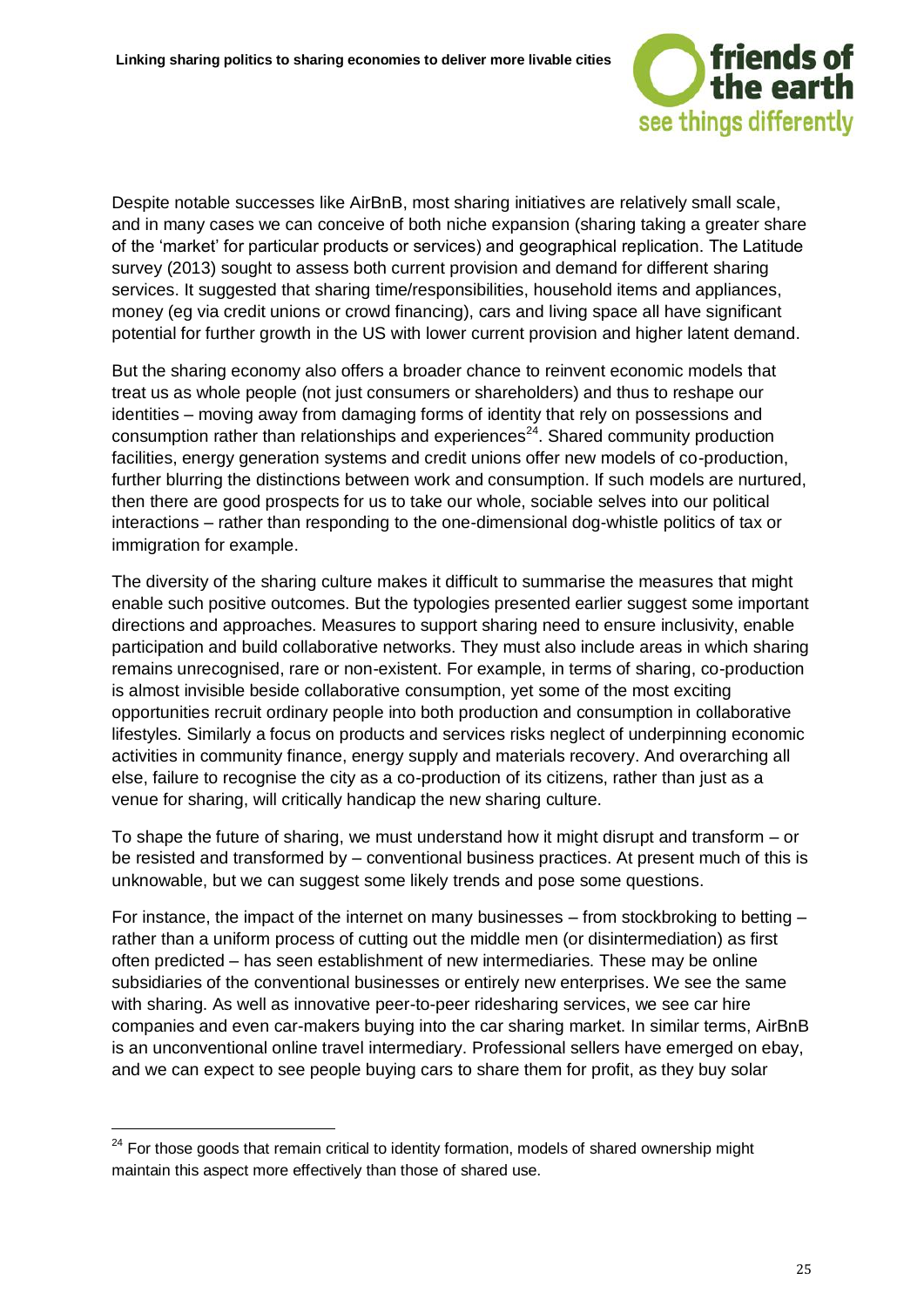Despite notable successes like AirBnB, most sharing initiatives are relatively small scale, and in many cases we can conceive of both niche expansion (sharing taking a greater share of the 'market' for particular products or services) and geographical replication. The Latitude survey (2013) sought to assess both current provision and demand for different sharing services. It suggested that sharing time/responsibilities, household items and appliances, money (eg via credit unions or crowd financing), cars and living space all have significant potential for further growth in the US with lower current provision and higher latent demand.

But the sharing economy also offers a broader chance to reinvent economic models that treat us as whole people (not just consumers or shareholders) and thus to reshape our identities – moving away from damaging forms of identity that rely on possessions and consumption rather than relationships and experiences[24]. Shared community production facilities, energy generation systems and credit unions offer new models of co-production, further blurring the distinctions between work and consumption. If such models are nurtured, then there are good prospects for us to take our whole, sociable selves into our political interactions – rather than responding to the one-dimensional dog-whistle politics of tax or immigration for example.

The diversity of the sharing culture makes it difficult to summarise the measures that might enable such positive outcomes. But the typologies presented earlier suggest some important directions and approaches. Measures to support sharing need to ensure inclusivity, enable participation and build collaborative networks. They must also include areas in which sharing remains unrecognised, rare or non-existent. For example, in terms of sharing, co-production is almost invisible beside collaborative consumption, yet some of the most exciting opportunities recruit ordinary people into both production and consumption in collaborative lifestyles. Similarly a focus on products and services risks neglect of underpinning economic activities in community finance, energy supply and materials recovery. And overarching all else, failure to recognise the city as a co-production of its citizens, rather than just as a venue for sharing, will critically handicap the new sharing culture.

To shape the future of sharing, we must understand how it might disrupt and transform – or be resisted and transformed by – conventional business practices. At present much of this is unknowable, but we can suggest some likely trends and pose some questions.

For instance, the impact of the internet on many businesses – from stockbroking to betting – rather than a uniform process of cutting out the middle men (or disintermediation) as first often predicted – has seen establishment of new intermediaries. These may be online subsidiaries of the conventional businesses or entirely new enterprises. We see the same with sharing. As well as innovative peer-to-peer ridesharing services, we see car hire companies and even car-makers buying into the car sharing market. In similar terms, AirBnB is an unconventional online travel intermediary. Professional sellers have emerged on ebay, and we can expect to see people buying cars to share them for profit, as they buy solar

[24] For those goods that remain critical to identity formation, models of shared ownership might maintain this aspect more effectively than those of shared use.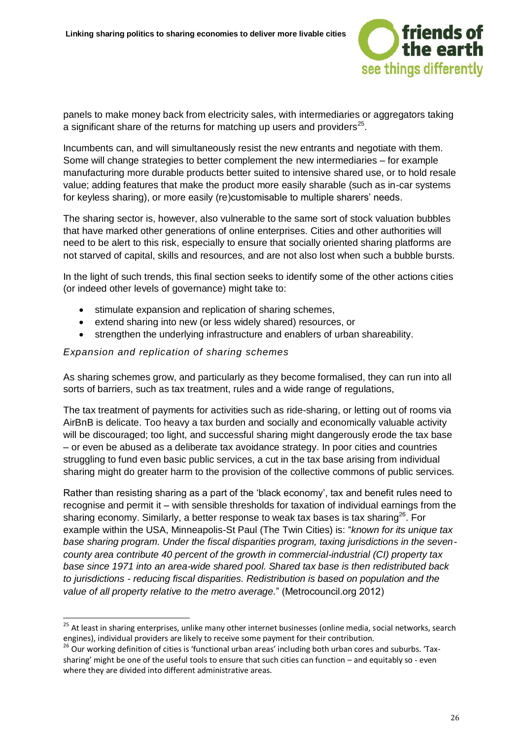panels to make money back from electricity sales, with intermediaries or aggregators taking a significant share of the returns for matching up users and providers[25].

Incumbents can, and will simultaneously resist the new entrants and negotiate with them. Some will change strategies to better complement the new intermediaries – for example manufacturing more durable products better suited to intensive shared use, or to hold resale value; adding features that make the product more easily sharable (such as in-car systems for keyless sharing), or more easily (re)customisable to multiple sharers' needs.

The sharing sector is, however, also vulnerable to the same sort of stock valuation bubbles that have marked other generations of online enterprises. Cities and other authorities will need to be alert to this risk, especially to ensure that socially oriented sharing platforms are not starved of capital, skills and resources, and are not also lost when such a bubble bursts.

In the light of such trends, this final section seeks to identify some of the other actions cities (or indeed other levels of governance) might take to:

- stimulate expansion and replication of sharing schemes,
- extend sharing into new (or less widely shared) resources, or
- strengthen the underlying infrastructure and enablers of urban shareability.

### *Expansion and replication of sharing schemes*

As sharing schemes grow, and particularly as they become formalised, they can run into all sorts of barriers, such as tax treatment, rules and a wide range of regulations,

The tax treatment of payments for activities such as ride-sharing, or letting out of rooms via AirBnB is delicate. Too heavy a tax burden and socially and economically valuable activity will be discouraged; too light, and successful sharing might dangerously erode the tax base – or even be abused as a deliberate tax avoidance strategy. In poor cities and countries struggling to fund even basic public services, a cut in the tax base arising from individual sharing might do greater harm to the provision of the collective commons of public services.

Rather than resisting sharing as a part of the 'black economy', tax and benefit rules need to recognise and permit it – with sensible thresholds for taxation of individual earnings from the sharing economy. Similarly, a better response to weak tax bases is tax sharing[26]. For example within the USA, Minneapolis-St Paul (The Twin Cities) is: "*known for its unique tax base sharing program. Under the fiscal disparities program, taxing jurisdictions in the seven-county area contribute 40 percent of the growth in commercial-industrial (CI) property tax base since 1971 into an area-wide shared pool. Shared tax base is then redistributed back to jurisdictions - reducing fiscal disparities. Redistribution is based on population and the value of all property relative to the metro average.*" (Metrocouncil.org 2012)

---

[25] At least in sharing enterprises, unlike many other internet businesses (online media, social networks, search engines), individual providers are likely to receive some payment for their contribution.

[26] Our working definition of cities is 'functional urban areas' including both urban cores and suburbs. 'Tax-sharing' might be one of the useful tools to ensure that such cities can function – and equitably so - even where they are divided into different administrative areas.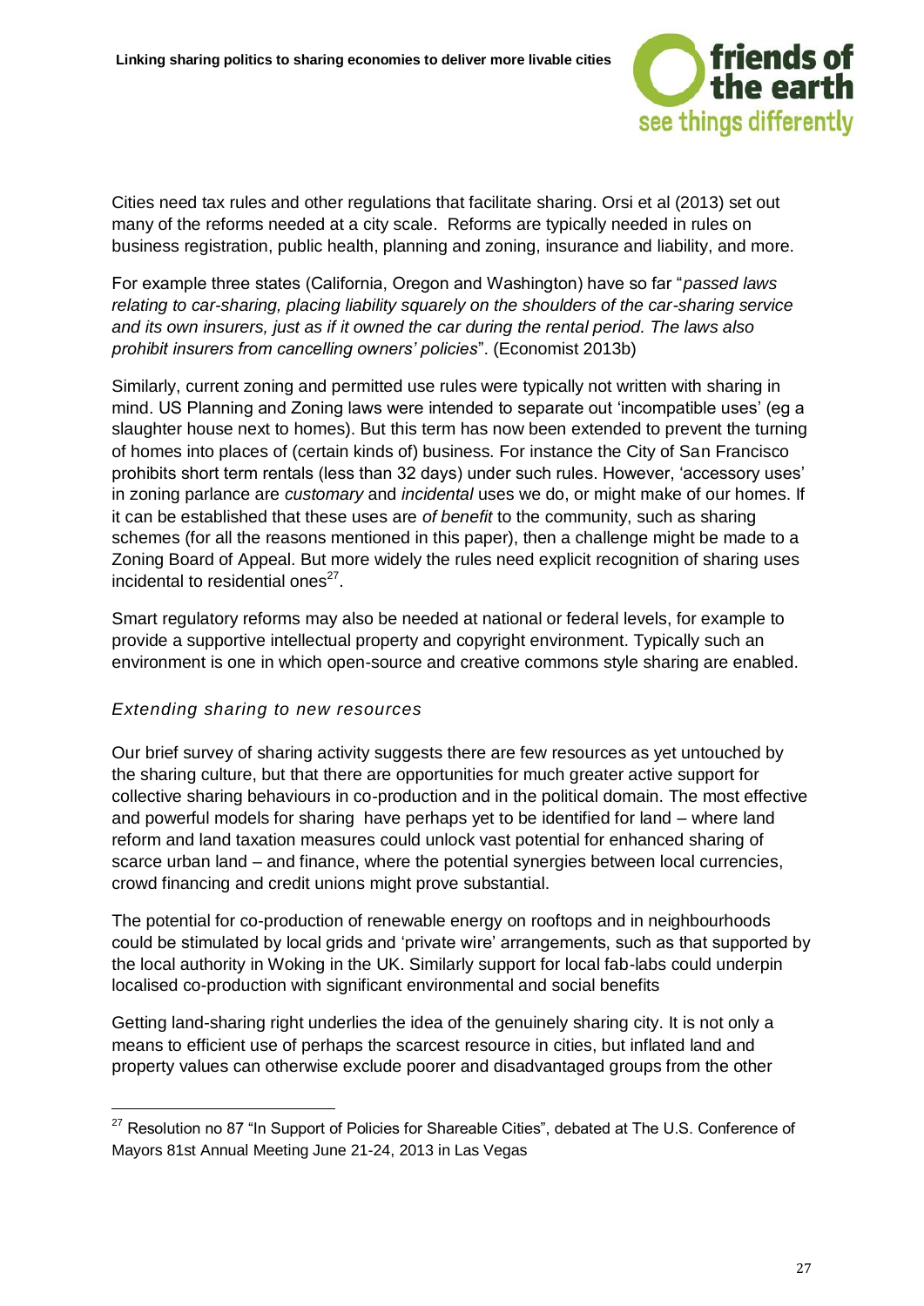Cities need tax rules and other regulations that facilitate sharing. Orsi et al (2013) set out many of the reforms needed at a city scale. Reforms are typically needed in rules on business registration, public health, planning and zoning, insurance and liability, and more.

For example three states (California, Oregon and Washington) have so far "*passed laws relating to car-sharing, placing liability squarely on the shoulders of the car-sharing service and its own insurers, just as if it owned the car during the rental period. The laws also prohibit insurers from cancelling owners' policies*". (Economist 2013b)

Similarly, current zoning and permitted use rules were typically not written with sharing in mind. US Planning and Zoning laws were intended to separate out 'incompatible uses' (eg a slaughter house next to homes). But this term has now been extended to prevent the turning of homes into places of (certain kinds of) business. For instance the City of San Francisco prohibits short term rentals (less than 32 days) under such rules. However, 'accessory uses' in zoning parlance are *customary* and *incidental* uses we do, or might make of our homes. If it can be established that these uses are *of benefit* to the community, such as sharing schemes (for all the reasons mentioned in this paper), then a challenge might be made to a Zoning Board of Appeal. But more widely the rules need explicit recognition of sharing uses incidental to residential ones[27].

Smart regulatory reforms may also be needed at national or federal levels, for example to provide a supportive intellectual property and copyright environment. Typically such an environment is one in which open-source and creative commons style sharing are enabled.

### *Extending sharing to new resources*

Our brief survey of sharing activity suggests there are few resources as yet untouched by the sharing culture, but that there are opportunities for much greater active support for collective sharing behaviours in co-production and in the political domain. The most effective and powerful models for sharing have perhaps yet to be identified for land – where land reform and land taxation measures could unlock vast potential for enhanced sharing of scarce urban land – and finance, where the potential synergies between local currencies, crowd financing and credit unions might prove substantial.

The potential for co-production of renewable energy on rooftops and in neighbourhoods could be stimulated by local grids and 'private wire' arrangements, such as that supported by the local authority in Woking in the UK. Similarly support for local fab-labs could underpin localised co-production with significant environmental and social benefits

Getting land-sharing right underlies the idea of the genuinely sharing city. It is not only a means to efficient use of perhaps the scarcest resource in cities, but inflated land and property values can otherwise exclude poorer and disadvantaged groups from the other

[27] Resolution no 87 "In Support of Policies for Shareable Cities", debated at The U.S. Conference of Mayors 81st Annual Meeting June 21-24, 2013 in Las Vegas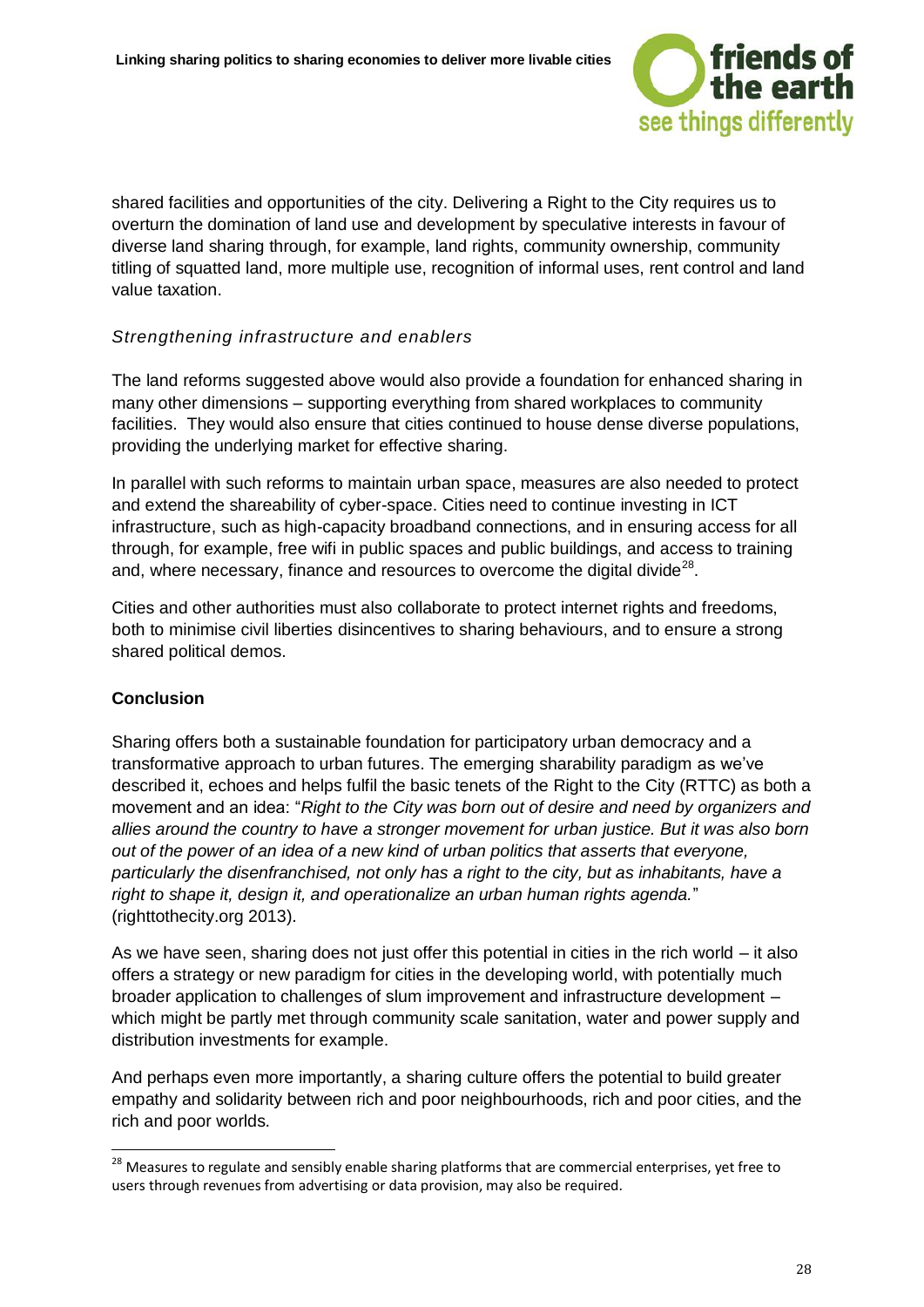shared facilities and opportunities of the city. Delivering a Right to the City requires us to overturn the domination of land use and development by speculative interests in favour of diverse land sharing through, for example, land rights, community ownership, community titling of squatted land, more multiple use, recognition of informal uses, rent control and land value taxation.

### *Strengthening infrastructure and enablers*

The land reforms suggested above would also provide a foundation for enhanced sharing in many other dimensions – supporting everything from shared workplaces to community facilities. They would also ensure that cities continued to house dense diverse populations, providing the underlying market for effective sharing.

In parallel with such reforms to maintain urban space, measures are also needed to protect and extend the shareability of cyber-space. Cities need to continue investing in ICT infrastructure, such as high-capacity broadband connections, and in ensuring access for all through, for example, free wifi in public spaces and public buildings, and access to training and, where necessary, finance and resources to overcome the digital divide[28].

Cities and other authorities must also collaborate to protect internet rights and freedoms, both to minimise civil liberties disincentives to sharing behaviours, and to ensure a strong shared political demos.

## **Conclusion**

Sharing offers both a sustainable foundation for participatory urban democracy and a transformative approach to urban futures. The emerging sharability paradigm as we've described it, echoes and helps fulfil the basic tenets of the Right to the City (RTTC) as both a movement and an idea: "*Right to the City was born out of desire and need by organizers and allies around the country to have a stronger movement for urban justice. But it was also born out of the power of an idea of a new kind of urban politics that asserts that everyone, particularly the disenfranchised, not only has a right to the city, but as inhabitants, have a right to shape it, design it, and operationalize an urban human rights agenda.*" (righttothecity.org 2013).

As we have seen, sharing does not just offer this potential in cities in the rich world – it also offers a strategy or new paradigm for cities in the developing world, with potentially much broader application to challenges of slum improvement and infrastructure development – which might be partly met through community scale sanitation, water and power supply and distribution investments for example.

And perhaps even more importantly, a sharing culture offers the potential to build greater empathy and solidarity between rich and poor neighbourhoods, rich and poor cities, and the rich and poor worlds.

---

[28] Measures to regulate and sensibly enable sharing platforms that are commercial enterprises, yet free to users through revenues from advertising or data provision, may also be required.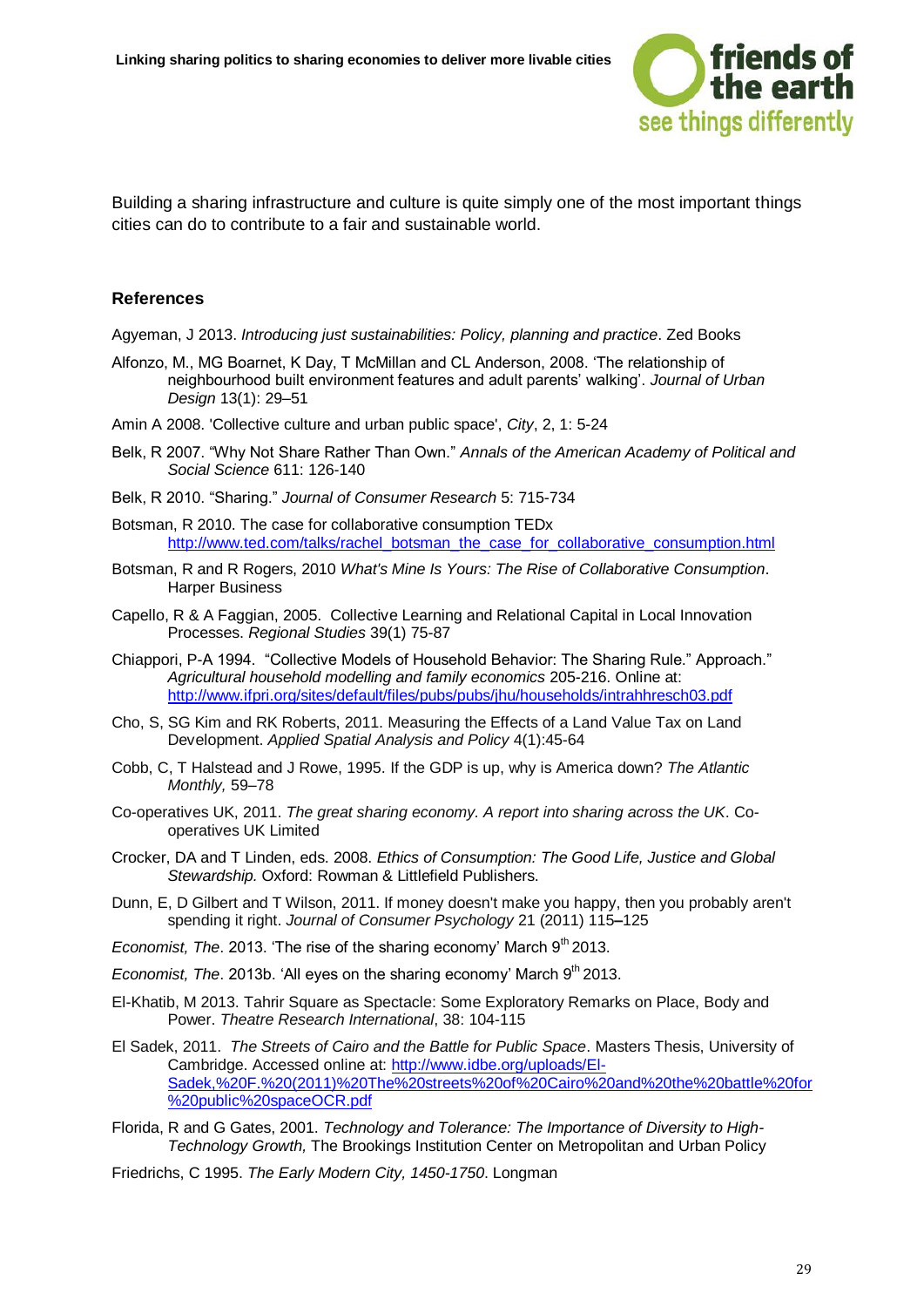Building a sharing infrastructure and culture is quite simply one of the most important things cities can do to contribute to a fair and sustainable world.

## References

Agyeman, J 2013. *Introducing just sustainabilities: Policy, planning and practice*. Zed Books

Alfonzo, M., MG Boarnet, K Day, T McMillan and CL Anderson, 2008. 'The relationship of neighbourhood built environment features and adult parents' walking'. *Journal of Urban Design* 13(1): 29–51

Amin A 2008. 'Collective culture and urban public space', *City*, 2, 1: 5-24

Belk, R 2007. "Why Not Share Rather Than Own." *Annals of the American Academy of Political and Social Science* 611: 126-140

Belk, R 2010. "Sharing." *Journal of Consumer Research* 5: 715-734

Botsman, R 2010. The case for collaborative consumption TEDx http://www.ted.com/talks/rachel_botsman_the_case_for_collaborative_consumption.html

Botsman, R and R Rogers, 2010 *What's Mine Is Yours: The Rise of Collaborative Consumption*. Harper Business

Capello, R & A Faggian, 2005. Collective Learning and Relational Capital in Local Innovation Processes. *Regional Studies* 39(1) 75-87

Chiappori, P-A 1994. "Collective Models of Household Behavior: The Sharing Rule." Approach." *Agricultural household modelling and family economics* 205-216. Online at: http://www.ifpri.org/sites/default/files/pubs/pubs/jhu/households/intrahhresch03.pdf

Cho, S, SG Kim and RK Roberts, 2011. Measuring the Effects of a Land Value Tax on Land Development. *Applied Spatial Analysis and Policy* 4(1):45-64

Cobb, C, T Halstead and J Rowe, 1995. If the GDP is up, why is America down? *The Atlantic Monthly,* 59–78

Co-operatives UK, 2011. *The great sharing economy. A report into sharing across the UK*. Co-operatives UK Limited

Crocker, DA and T Linden, eds. 2008. *Ethics of Consumption: The Good Life, Justice and Global Stewardship.* Oxford: Rowman & Littlefield Publishers.

Dunn, E, D Gilbert and T Wilson, 2011. If money doesn't make you happy, then you probably aren't spending it right. *Journal of Consumer Psychology* 21 (2011) 115–125

*Economist, The*. 2013. 'The rise of the sharing economy' March 9th 2013.

*Economist, The*. 2013b. 'All eyes on the sharing economy' March 9th 2013.

El-Khatib, M 2013. Tahrir Square as Spectacle: Some Exploratory Remarks on Place, Body and Power. *Theatre Research International*, 38: 104-115

El Sadek, 2011. *The Streets of Cairo and the Battle for Public Space*. Masters Thesis, University of Cambridge. Accessed online at: http://www.idbe.org/uploads/El-Sadek,%20F.%20(2011)%20The%20streets%20of%20Cairo%20and%20the%20battle%20for%20public%20spaceOCR.pdf

Florida, R and G Gates, 2001. *Technology and Tolerance: The Importance of Diversity to High-Technology Growth,* The Brookings Institution Center on Metropolitan and Urban Policy

Friedrichs, C 1995. *The Early Modern City, 1450-1750*. Longman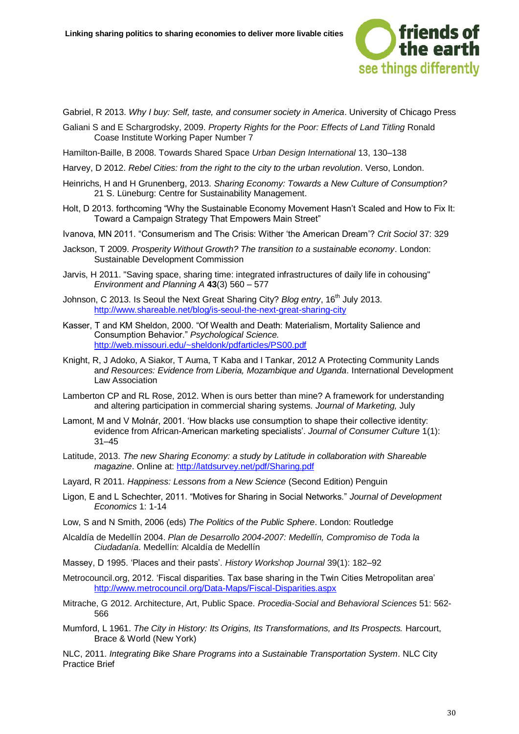Gabriel, R 2013. *Why I buy: Self, taste, and consumer society in America*. University of Chicago Press

Galiani S and E Schargrodsky, 2009. *Property Rights for the Poor: Effects of Land Titling* Ronald Coase Institute Working Paper Number 7

Hamilton-Baille, B 2008. Towards Shared Space *Urban Design International* 13, 130–138

Harvey, D 2012. *Rebel Cities: from the right to the city to the urban revolution*. Verso, London.

Heinrichs, H and H Grunenberg, 2013. *Sharing Economy: Towards a New Culture of Consumption?* 21 S. Lüneburg: Centre for Sustainability Management.

Holt, D 2013. forthcoming "Why the Sustainable Economy Movement Hasn't Scaled and How to Fix It: Toward a Campaign Strategy That Empowers Main Street"

Ivanova, MN 2011. "Consumerism and The Crisis: Wither 'the American Dream'? *Crit Sociol* 37: 329

Jackson, T 2009. *Prosperity Without Growth? The transition to a sustainable economy*. London: Sustainable Development Commission

Jarvis, H 2011. "Saving space, sharing time: integrated infrastructures of daily life in cohousing" *Environment and Planning A* **43**(3) 560 – 577

Johnson, C 2013. Is Seoul the Next Great Sharing City? *Blog entry*, 16th July 2013. http://www.shareable.net/blog/is-seoul-the-next-great-sharing-city

Kasser, T and KM Sheldon, 2000. "Of Wealth and Death: Materialism, Mortality Salience and Consumption Behavior." *Psychological Science.* http://web.missouri.edu/~sheldonk/pdfarticles/PS00.pdf

Knight, R, J Adoko, A Siakor, T Auma, T Kaba and I Tankar, 2012 A Protecting Community Lands and *Resources: Evidence from Liberia, Mozambique and Uganda*. International Development Law Association

Lamberton CP and RL Rose, 2012. When is ours better than mine? A framework for understanding and altering participation in commercial sharing systems. *Journal of Marketing,* July

Lamont, M and V Molnár, 2001. 'How blacks use consumption to shape their collective identity: evidence from African-American marketing specialists'. *Journal of Consumer Culture* 1(1): 31–45

Latitude, 2013. *The new Sharing Economy: a study by Latitude in collaboration with Shareable magazine*. Online at: http://latdsurvey.net/pdf/Sharing.pdf

Layard, R 2011. *Happiness: Lessons from a New Science* (Second Edition) Penguin

Ligon, E and L Schechter, 2011. "Motives for Sharing in Social Networks." *Journal of Development Economics* 1: 1-14

Low, S and N Smith, 2006 (eds) *The Politics of the Public Sphere*. London: Routledge

Alcaldía de Medellín 2004. *Plan de Desarrollo 2004-2007: Medellín, Compromiso de Toda la Ciudadanía*. Medellín: Alcaldía de Medellín

Massey, D 1995. 'Places and their pasts'. *History Workshop Journal* 39(1): 182–92

Metrocouncil.org, 2012. 'Fiscal disparities. Tax base sharing in the Twin Cities Metropolitan area' http://www.metrocouncil.org/Data-Maps/Fiscal-Disparities.aspx

Mitrache, G 2012. Architecture, Art, Public Space. *Procedia-Social and Behavioral Sciences* 51: 562-566

Mumford, L 1961. *The City in History: Its Origins, Its Transformations, and Its Prospects.* Harcourt, Brace & World (New York)

NLC, 2011. *Integrating Bike Share Programs into a Sustainable Transportation System*. NLC City Practice Brief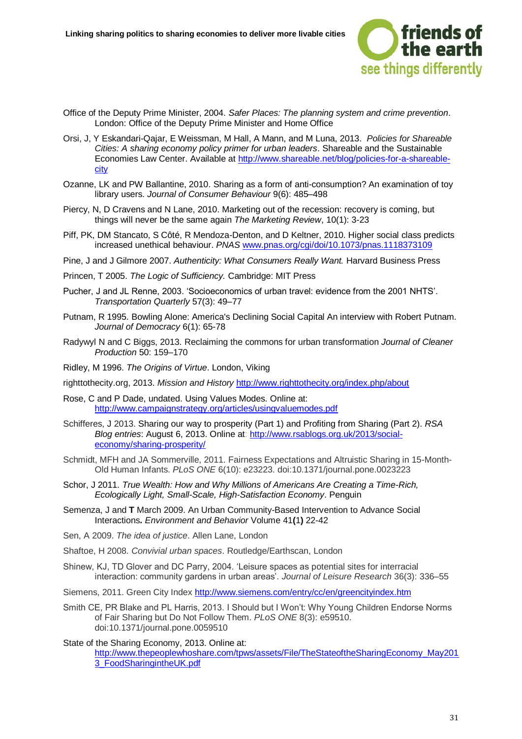Office of the Deputy Prime Minister, 2004. *Safer Places: The planning system and crime prevention*. London: Office of the Deputy Prime Minister and Home Office

Orsi, J, Y Eskandari-Qajar, E Weissman, M Hall, A Mann, and M Luna, 2013. *Policies for Shareable Cities: A sharing economy policy primer for urban leaders*. Shareable and the Sustainable Economies Law Center. Available at http://www.shareable.net/blog/policies-for-a-shareable-city

Ozanne, LK and PW Ballantine, 2010. Sharing as a form of anti-consumption? An examination of toy library users. *Journal of Consumer Behaviour* 9(6): 485–498

Piercy, N, D Cravens and N Lane, 2010. Marketing out of the recession: recovery is coming, but things will never be the same again *The Marketing Review*, 10(1): 3-23

Piff, PK, DM Stancato, S Côté, R Mendoza-Denton, and D Keltner, 2010. Higher social class predicts increased unethical behaviour. *PNAS* www.pnas.org/cgi/doi/10.1073/pnas.1118373109

Pine, J and J Gilmore 2007. *Authenticity: What Consumers Really Want.* Harvard Business Press

Princen, T 2005. *The Logic of Sufficiency.* Cambridge: MIT Press

Pucher, J and JL Renne, 2003. 'Socioeconomics of urban travel: evidence from the 2001 NHTS'. *Transportation Quarterly* 57(3): 49–77

Putnam, R 1995. Bowling Alone: America's Declining Social Capital An interview with Robert Putnam. *Journal of Democracy* 6(1): 65-78

Radywyl N and C Biggs, 2013. Reclaiming the commons for urban transformation *Journal of Cleaner Production* 50: 159–170

Ridley, M 1996. *The Origins of Virtue*. London, Viking

righttothecity.org, 2013. *Mission and History* http://www.righttothecity.org/index.php/about

Rose, C and P Dade, undated. Using Values Modes. Online at: http://www.campaignstrategy.org/articles/usingvaluemodes.pdf

Schifferes, J 2013. Sharing our way to prosperity (Part 1) and Profiting from Sharing (Part 2). *RSA Blog entries*: August 6, 2013. Online at: http://www.rsablogs.org.uk/2013/social-economy/sharing-prosperity/

Schmidt, MFH and JA Sommerville, 2011. Fairness Expectations and Altruistic Sharing in 15-Month-Old Human Infants. *PLoS ONE* 6(10): e23223. doi:10.1371/journal.pone.0023223

Schor, J 2011. *True Wealth: How and Why Millions of Americans Are Creating a Time-Rich, Ecologically Light, Small-Scale, High-Satisfaction Economy*. Penguin

Semenza, J and **T** March 2009. An Urban Community-Based Intervention to Advance Social Interactions**.** *Environment and Behavior* Volume 41**(**1**)** 22-42

Sen, A 2009. *The idea of justice*. Allen Lane, London

Shaftoe, H 2008. *Convivial urban spaces*. Routledge/Earthscan, London

Shinew, KJ, TD Glover and DC Parry, 2004. 'Leisure spaces as potential sites for interracial interaction: community gardens in urban areas'. *Journal of Leisure Research* 36(3): 336–55

Siemens, 2011. Green City Index http://www.siemens.com/entry/cc/en/greencityindex.htm

Smith CE, PR Blake and PL Harris, 2013. I Should but I Won't: Why Young Children Endorse Norms of Fair Sharing but Do Not Follow Them. *PLoS ONE* 8(3): e59510. doi:10.1371/journal.pone.0059510

State of the Sharing Economy, 2013. Online at: http://www.thepeoplewhoshare.com/tpws/assets/File/TheStateoftheSharingEconomy_May2013_FoodSharingintheUK.pdf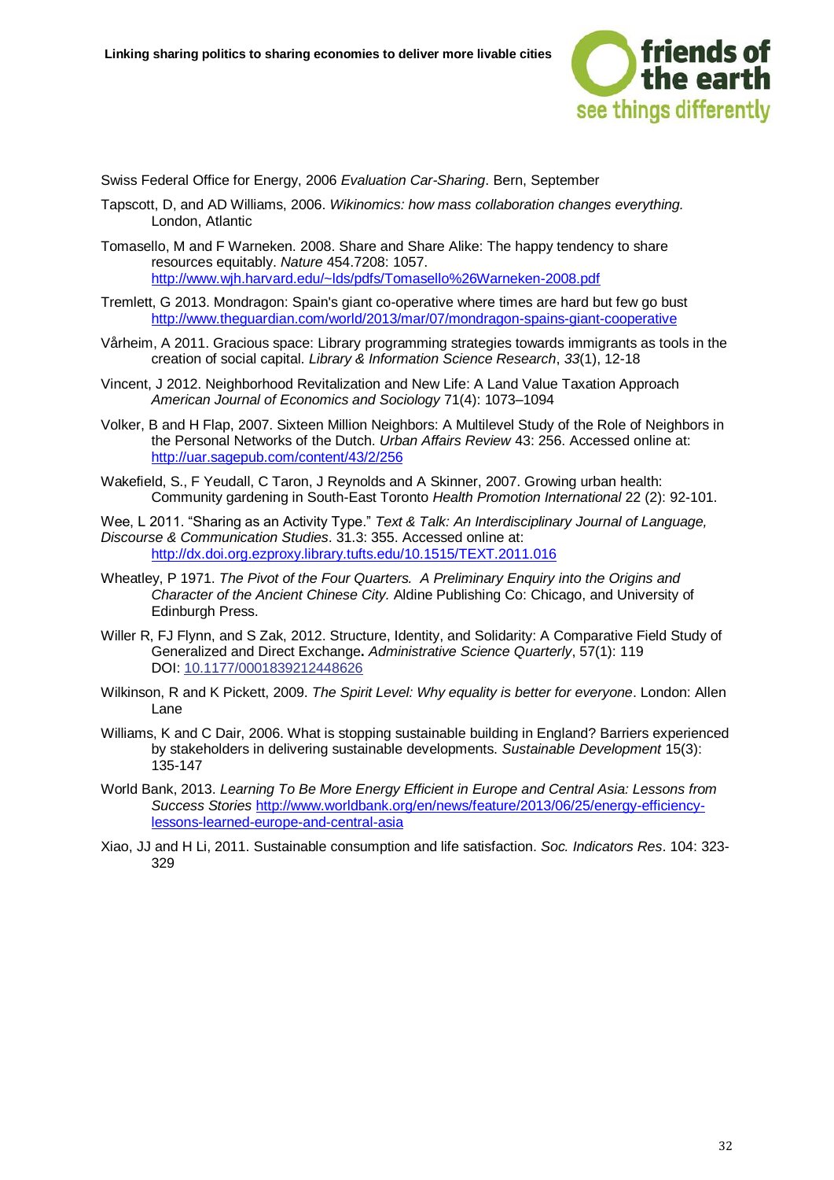Swiss Federal Office for Energy, 2006 *Evaluation Car-Sharing*. Bern, September

Tapscott, D, and AD Williams, 2006. *Wikinomics: how mass collaboration changes everything.* London, Atlantic

Tomasello, M and F Warneken. 2008. Share and Share Alike: The happy tendency to share resources equitably. *Nature* 454.7208: 1057. http://www.wjh.harvard.edu/~lds/pdfs/Tomasello%26Warneken-2008.pdf

Tremlett, G 2013. Mondragon: Spain's giant co-operative where times are hard but few go bust http://www.theguardian.com/world/2013/mar/07/mondragon-spains-giant-cooperative

Vårheim, A 2011. Gracious space: Library programming strategies towards immigrants as tools in the creation of social capital. *Library & Information Science Research*, *33*(1), 12-18

Vincent, J 2012. Neighborhood Revitalization and New Life: A Land Value Taxation Approach *American Journal of Economics and Sociology* 71(4): 1073–1094

Volker, B and H Flap, 2007. Sixteen Million Neighbors: A Multilevel Study of the Role of Neighbors in the Personal Networks of the Dutch. *Urban Affairs Review* 43: 256. Accessed online at: http://uar.sagepub.com/content/43/2/256

Wakefield, S., F Yeudall, C Taron, J Reynolds and A Skinner, 2007. Growing urban health: Community gardening in South-East Toronto *Health Promotion International* 22 (2): 92-101.

Wee, L 2011. "Sharing as an Activity Type." *Text & Talk: An Interdisciplinary Journal of Language, Discourse & Communication Studies*. 31.3: 355. Accessed online at: http://dx.doi.org.ezproxy.library.tufts.edu/10.1515/TEXT.2011.016

Wheatley, P 1971. *The Pivot of the Four Quarters. A Preliminary Enquiry into the Origins and Character of the Ancient Chinese City.* Aldine Publishing Co: Chicago, and University of Edinburgh Press.

Willer R, FJ Flynn, and S Zak, 2012. Structure, Identity, and Solidarity: A Comparative Field Study of Generalized and Direct Exchange**.** *Administrative Science Quarterly*, 57(1): 119 DOI: 10.1177/0001839212448626

Wilkinson, R and K Pickett, 2009. *The Spirit Level: Why equality is better for everyone*. London: Allen Lane

Williams, K and C Dair, 2006. What is stopping sustainable building in England? Barriers experienced by stakeholders in delivering sustainable developments. *Sustainable Development* 15(3): 135-147

World Bank, 2013. *Learning To Be More Energy Efficient in Europe and Central Asia: Lessons from Success Stories* http://www.worldbank.org/en/news/feature/2013/06/25/energy-efficiency-lessons-learned-europe-and-central-asia

Xiao, JJ and H Li, 2011. Sustainable consumption and life satisfaction. *Soc. Indicators Res*. 104: 323-329